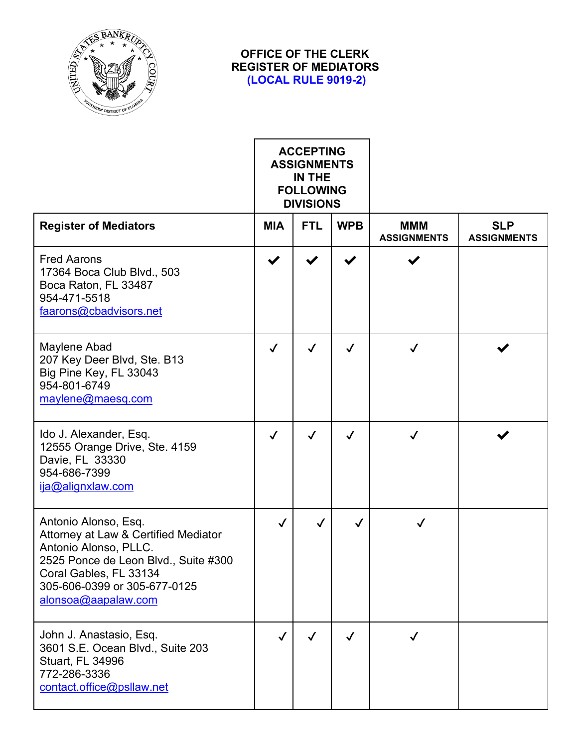# OFFICE OF THE CLERK
# REGISTER OF MEDIATORS
# (LOCAL RULE 9019-2)

| | ACCEPTING ASSIGNMENTS IN THE FOLLOWING DIVISIONS | | | | |
|---|---|---|---|---|---|
| **Register of Mediators** | **MIA** | **FTL** | **WPB** | **MMM ASSIGNMENTS** | **SLP ASSIGNMENTS** |
| Fred Aarons<br>17364 Boca Club Blvd., 503<br>Boca Raton, FL 33487<br>954-471-5518<br>faarons@cbadvisors.net | ✔ | ✔ | ✔ | ✔ | |
| Maylene Abad<br>207 Key Deer Blvd, Ste. B13<br>Big Pine Key, FL 33043<br>954-801-6749<br>maylene@maesq.com | ✓ | ✓ | ✓ | ✓ | ✔ |
| Ido J. Alexander, Esq.<br>12555 Orange Drive, Ste. 4159<br>Davie, FL 33330<br>954-686-7399<br>ija@alignxlaw.com | ✓ | ✓ | ✓ | ✓ | ✔ |
| Antonio Alonso, Esq.<br>Attorney at Law & Certified Mediator<br>Antonio Alonso, PLLC.<br>2525 Ponce de Leon Blvd., Suite #300<br>Coral Gables, FL 33134<br>305-606-0399 or 305-677-0125<br>alonsoa@aapalaw.com | ✓ | ✓ | ✓ | ✓ | |
| John J. Anastasio, Esq.<br>3601 S.E. Ocean Blvd., Suite 203<br>Stuart, FL 34996<br>772-286-3336<br>contact.office@psllaw.net | ✓ | ✓ | ✓ | ✓ | |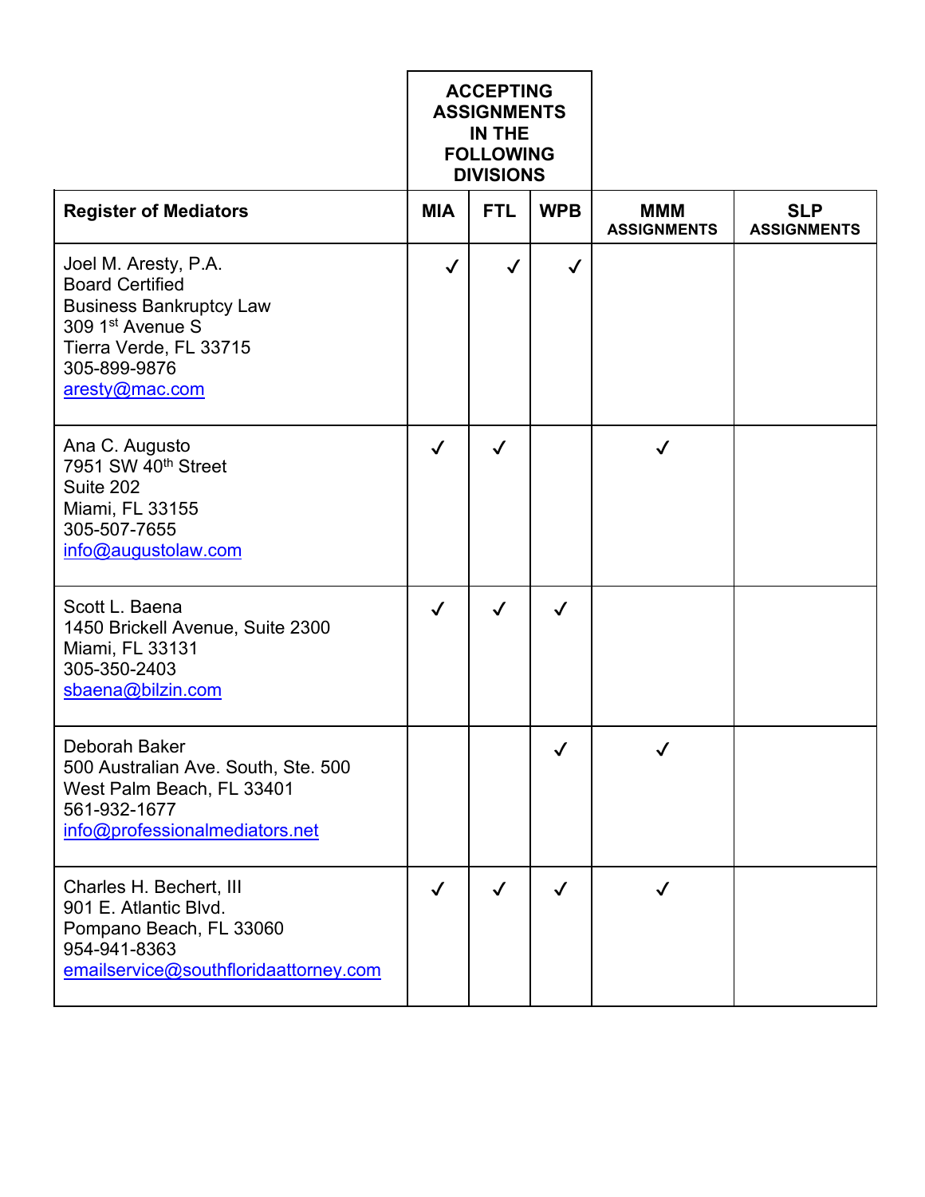| Register of Mediators | ACCEPTING ASSIGNMENTS IN THE FOLLOWING DIVISIONS MIA | FTL | WPB | MMM ASSIGNMENTS | SLP ASSIGNMENTS |
|---|---|---|---|---|---|
| Joel M. Aresty, P.A.<br>Board Certified<br>Business Bankruptcy Law<br>309 1st Avenue S<br>Tierra Verde, FL 33715<br>305-899-9876<br>aresty@mac.com | ✓ | ✓ | ✓ | | |
| Ana C. Augusto<br>7951 SW 40th Street<br>Suite 202<br>Miami, FL 33155<br>305-507-7655<br>info@augustolaw.com | ✓ | ✓ | | ✓ | |
| Scott L. Baena<br>1450 Brickell Avenue, Suite 2300<br>Miami, FL 33131<br>305-350-2403<br>sbaena@bilzin.com | ✓ | ✓ | ✓ | | |
| Deborah Baker<br>500 Australian Ave. South, Ste. 500<br>West Palm Beach, FL 33401<br>561-932-1677<br>info@professionalmediators.net | | | ✓ | ✓ | |
| Charles H. Bechert, III<br>901 E. Atlantic Blvd.<br>Pompano Beach, FL 33060<br>954-941-8363<br>emailservice@southfloridaattorney.com | ✓ | ✓ | ✓ | ✓ | |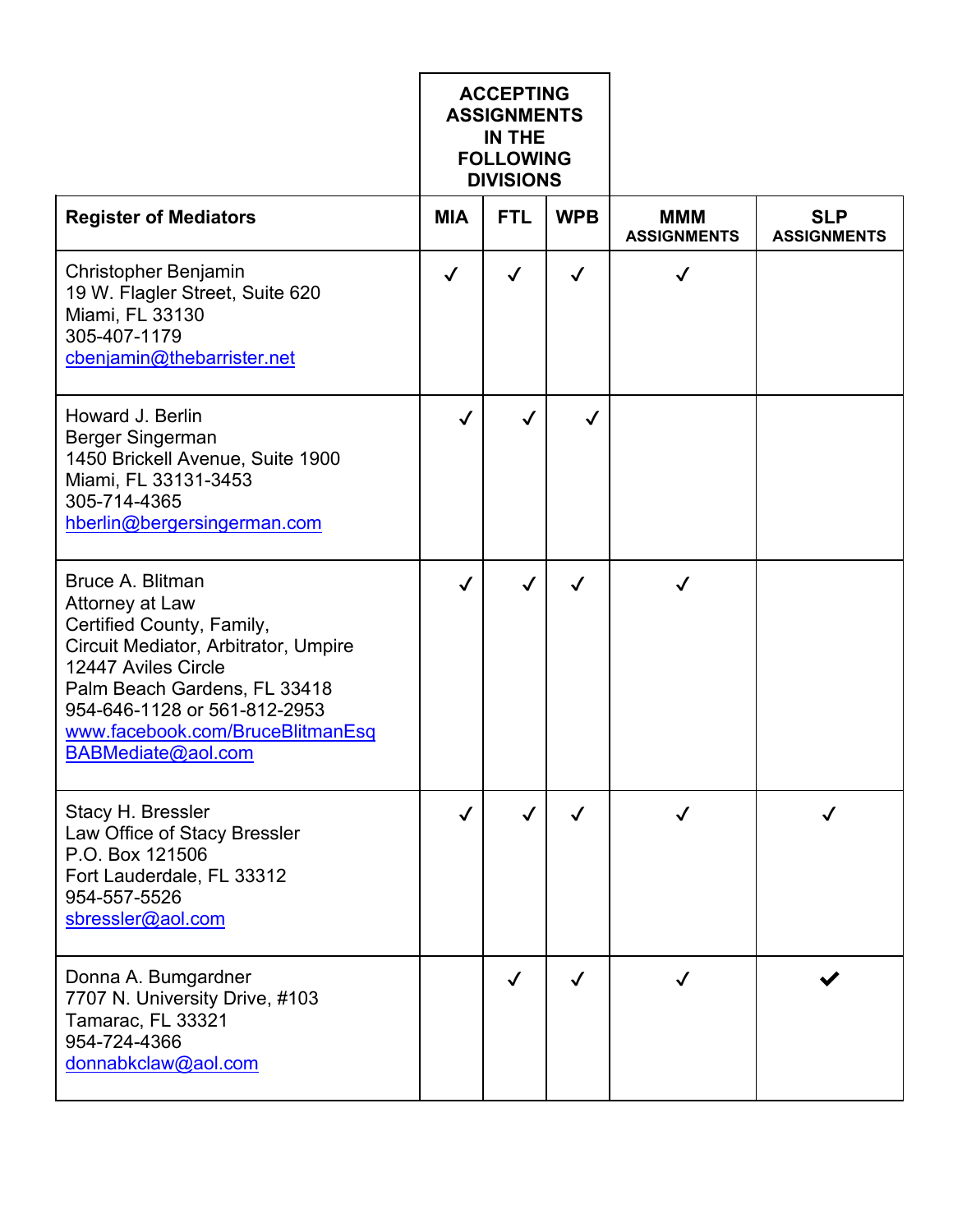| Register of Mediators | ACCEPTING ASSIGNMENTS IN THE FOLLOWING DIVISIONS MIA | FTL | WPB | MMM ASSIGNMENTS | SLP ASSIGNMENTS |
|---|---|---|---|---|---|
| Christopher Benjamin<br>19 W. Flagler Street, Suite 620<br>Miami, FL 33130<br>305-407-1179<br>cbenjamin@thebarrister.net | ✓ | ✓ | ✓ | ✓ | |
| Howard J. Berlin<br>Berger Singerman<br>1450 Brickell Avenue, Suite 1900<br>Miami, FL 33131-3453<br>305-714-4365<br>hberlin@bergersingerman.com | ✓ | ✓ | ✓ | | |
| Bruce A. Blitman<br>Attorney at Law<br>Certified County, Family,<br>Circuit Mediator, Arbitrator, Umpire<br>12447 Aviles Circle<br>Palm Beach Gardens, FL 33418<br>954-646-1128 or 561-812-2953<br>www.facebook.com/BruceBlitmanEsq<br>BABMediate@aol.com | ✓ | ✓ | ✓ | ✓ | |
| Stacy H. Bressler<br>Law Office of Stacy Bressler<br>P.O. Box 121506<br>Fort Lauderdale, FL 33312<br>954-557-5526<br>sbressler@aol.com | ✓ | ✓ | ✓ | ✓ | ✓ |
| Donna A. Bumgardner<br>7707 N. University Drive, #103<br>Tamarac, FL 33321<br>954-724-4366<br>donnabkclaw@aol.com | | ✓ | ✓ | ✓ | ✓ |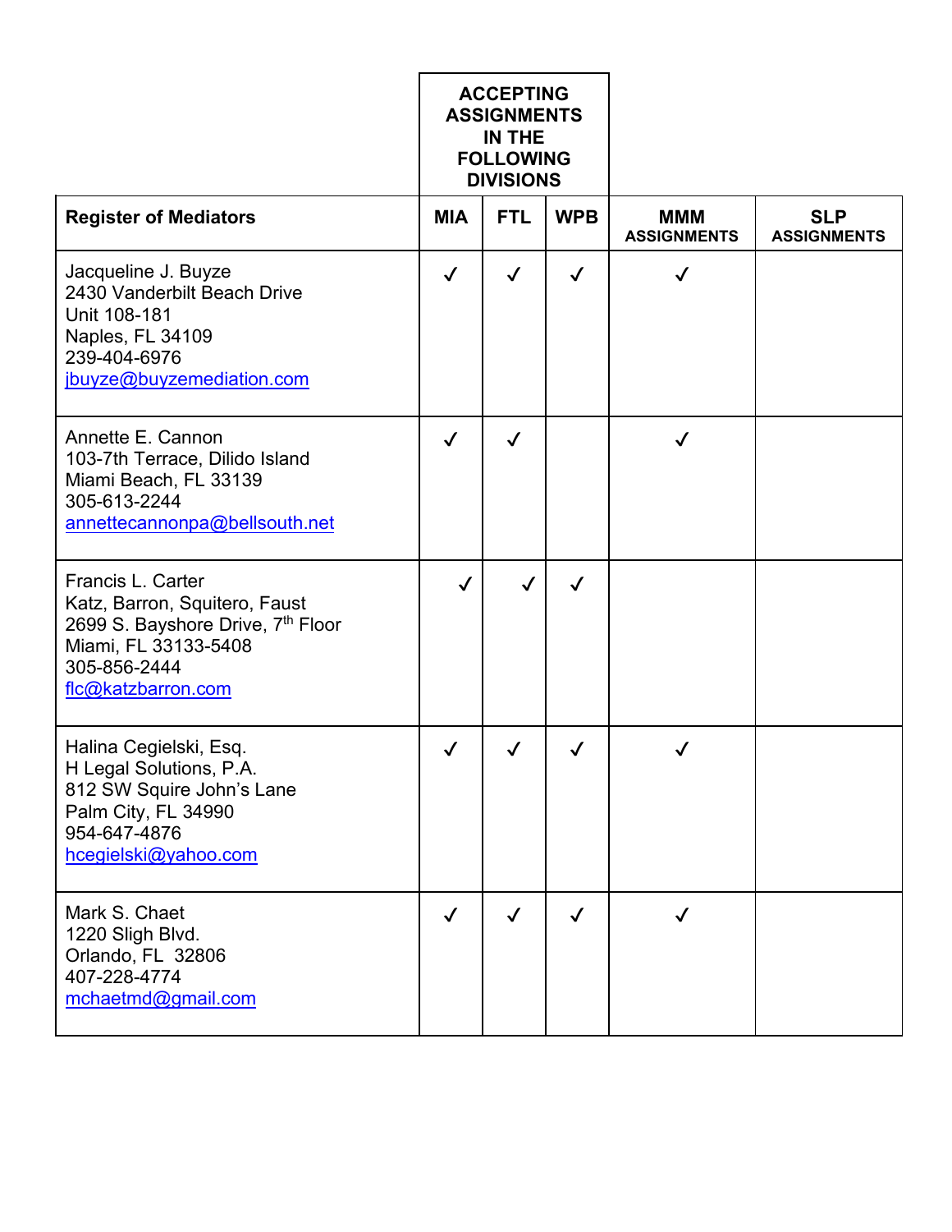| Register of Mediators | ACCEPTING ASSIGNMENTS IN THE FOLLOWING DIVISIONS | | | MMM ASSIGNMENTS | SLP ASSIGNMENTS |
|---|---|---|---|---|---|
| | MIA | FTL | WPB | | |
| Jacqueline J. Buyze<br>2430 Vanderbilt Beach Drive<br>Unit 108-181<br>Naples, FL 34109<br>239-404-6976<br>jbuyze@buyzemediation.com | ✓ | ✓ | ✓ | ✓ | |
| Annette E. Cannon<br>103-7th Terrace, Dilido Island<br>Miami Beach, FL 33139<br>305-613-2244<br>annettecannonpa@bellsouth.net | ✓ | ✓ | | ✓ | |
| Francis L. Carter<br>Katz, Barron, Squitero, Faust<br>2699 S. Bayshore Drive, 7th Floor<br>Miami, FL 33133-5408<br>305-856-2444<br>flc@katzbarron.com | ✓ | ✓ | ✓ | | |
| Halina Cegielski, Esq.<br>H Legal Solutions, P.A.<br>812 SW Squire John's Lane<br>Palm City, FL 34990<br>954-647-4876<br>hcegielski@yahoo.com | ✓ | ✓ | ✓ | ✓ | |
| Mark S. Chaet<br>1220 Sligh Blvd.<br>Orlando, FL 32806<br>407-228-4774<br>mchaetmd@gmail.com | ✓ | ✓ | ✓ | ✓ | |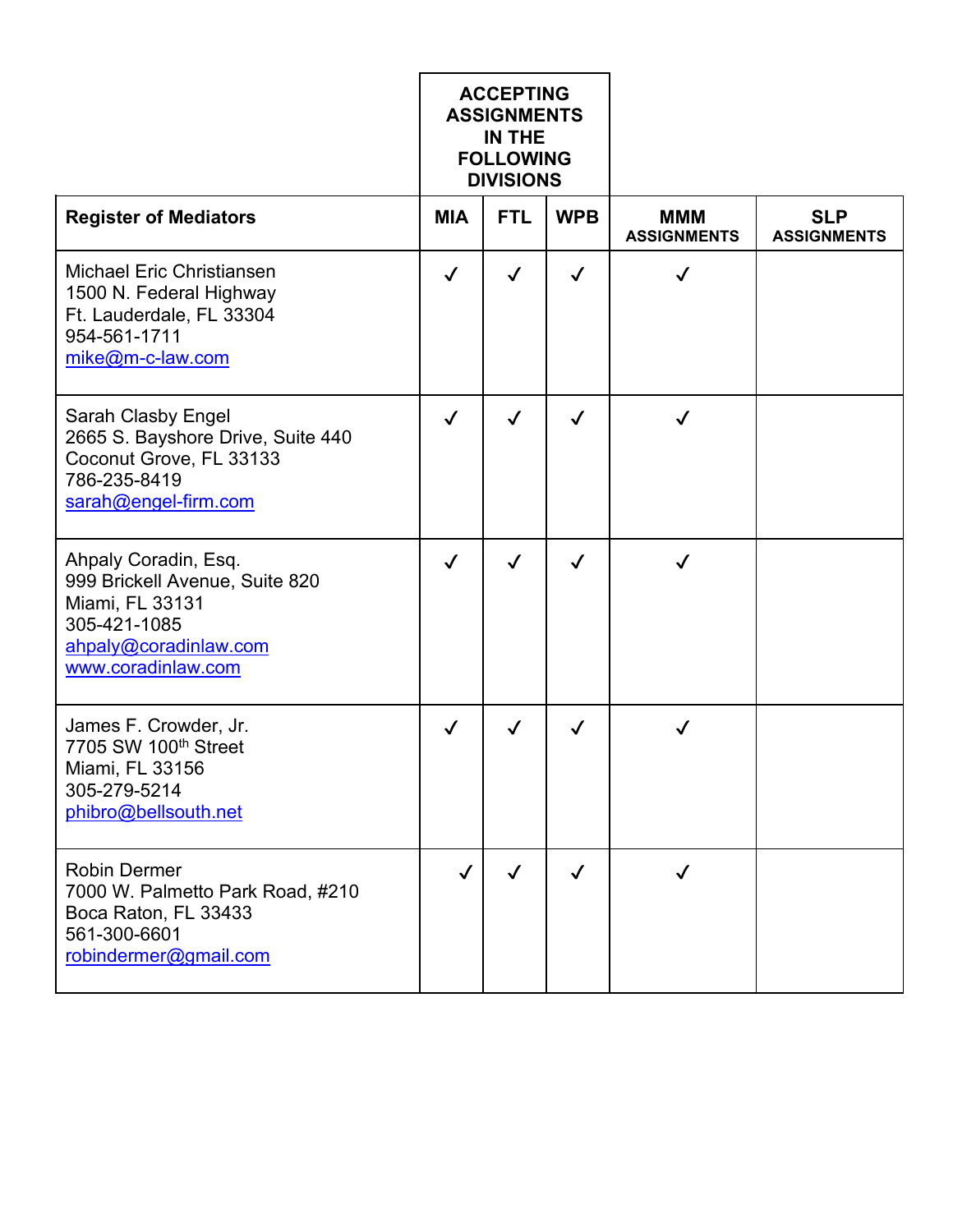| Register of Mediators | ACCEPTING ASSIGNMENTS IN THE FOLLOWING DIVISIONS | | | MMM ASSIGNMENTS | SLP ASSIGNMENTS |
|---|---|---|---|---|---|
| | MIA | FTL | WPB | | |
| Michael Eric Christiansen<br>1500 N. Federal Highway<br>Ft. Lauderdale, FL 33304<br>954-561-1711<br>mike@m-c-law.com | ✓ | ✓ | ✓ | ✓ | |
| Sarah Clasby Engel<br>2665 S. Bayshore Drive, Suite 440<br>Coconut Grove, FL 33133<br>786-235-8419<br>sarah@engel-firm.com | ✓ | ✓ | ✓ | ✓ | |
| Ahpaly Coradin, Esq.<br>999 Brickell Avenue, Suite 820<br>Miami, FL 33131<br>305-421-1085<br>ahpaly@coradinlaw.com<br>www.coradinlaw.com | ✓ | ✓ | ✓ | ✓ | |
| James F. Crowder, Jr.<br>7705 SW 100th Street<br>Miami, FL 33156<br>305-279-5214<br>phibro@bellsouth.net | ✓ | ✓ | ✓ | ✓ | |
| Robin Dermer<br>7000 W. Palmetto Park Road, #210<br>Boca Raton, FL 33433<br>561-300-6601<br>robindermer@gmail.com | ✓ | ✓ | ✓ | ✓ | |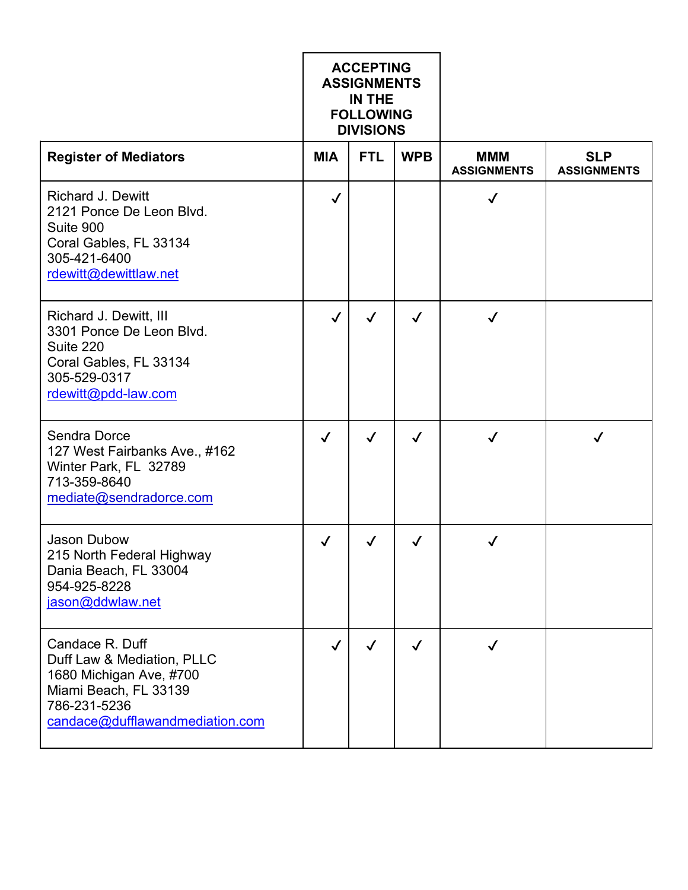| Register of Mediators | ACCEPTING ASSIGNMENTS IN THE FOLLOWING DIVISIONS MIA | FTL | WPB | MMM ASSIGNMENTS | SLP ASSIGNMENTS |
|---|---|---|---|---|---|
| Richard J. Dewitt<br>2121 Ponce De Leon Blvd.<br>Suite 900<br>Coral Gables, FL 33134<br>305-421-6400<br>rdewitt@dewittlaw.net | ✓ | | | ✓ | |
| Richard J. Dewitt, III<br>3301 Ponce De Leon Blvd.<br>Suite 220<br>Coral Gables, FL 33134<br>305-529-0317<br>rdewitt@pdd-law.com | ✓ | ✓ | ✓ | ✓ | |
| Sendra Dorce<br>127 West Fairbanks Ave., #162<br>Winter Park, FL 32789<br>713-359-8640<br>mediate@sendradorce.com | ✓ | ✓ | ✓ | ✓ | ✓ |
| Jason Dubow<br>215 North Federal Highway<br>Dania Beach, FL 33004<br>954-925-8228<br>jason@ddwlaw.net | ✓ | ✓ | ✓ | ✓ | |
| Candace R. Duff<br>Duff Law & Mediation, PLLC<br>1680 Michigan Ave, #700<br>Miami Beach, FL 33139<br>786-231-5236<br>candace@dufflawandmediation.com | ✓ | ✓ | ✓ | ✓ | |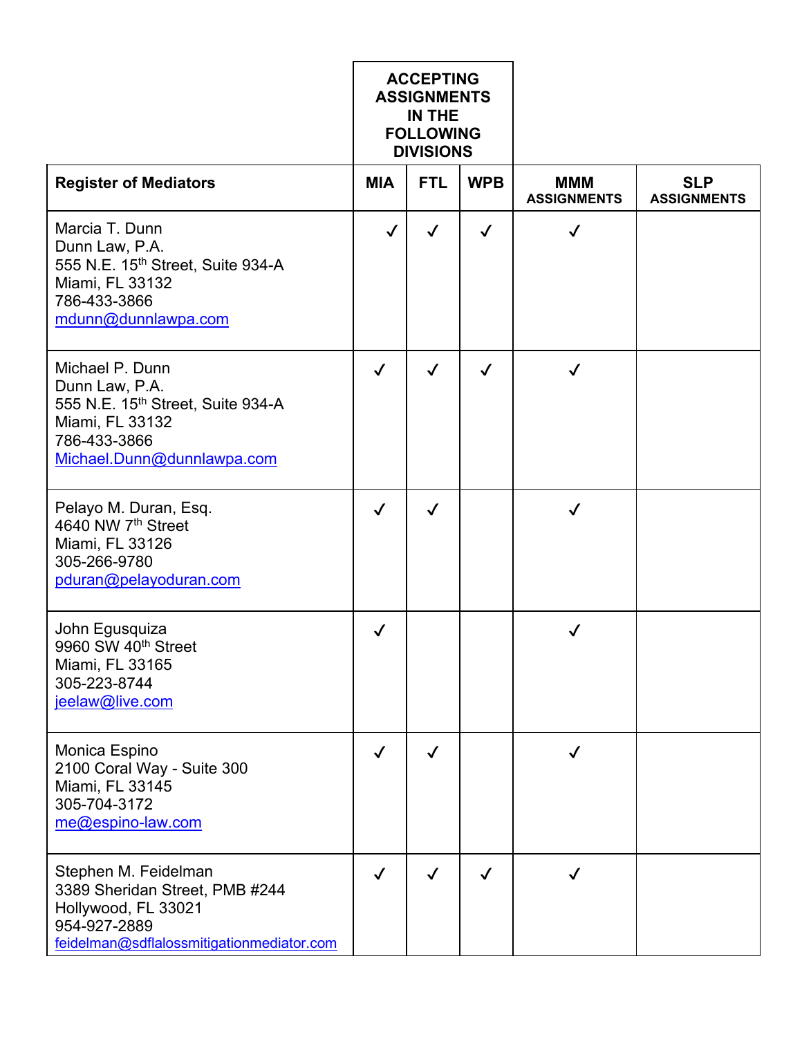| Register of Mediators | ACCEPTING ASSIGNMENTS IN THE FOLLOWING DIVISIONS | | | MMM ASSIGNMENTS | SLP ASSIGNMENTS |
|---|---|---|---|---|---|
| | MIA | FTL | WPB | | |
| Marcia T. Dunn<br>Dunn Law, P.A.<br>555 N.E. 15th Street, Suite 934-A<br>Miami, FL 33132<br>786-433-3866<br>mdunn@dunnlawpa.com | ✓ | ✓ | ✓ | ✓ | |
| Michael P. Dunn<br>Dunn Law, P.A.<br>555 N.E. 15th Street, Suite 934-A<br>Miami, FL 33132<br>786-433-3866<br>Michael.Dunn@dunnlawpa.com | ✓ | ✓ | ✓ | ✓ | |
| Pelayo M. Duran, Esq.<br>4640 NW 7th Street<br>Miami, FL 33126<br>305-266-9780<br>pduran@pelayoduran.com | ✓ | ✓ | | ✓ | |
| John Egusquiza<br>9960 SW 40th Street<br>Miami, FL 33165<br>305-223-8744<br>jeelaw@live.com | ✓ | | | ✓ | |
| Monica Espino<br>2100 Coral Way - Suite 300<br>Miami, FL 33145<br>305-704-3172<br>me@espino-law.com | ✓ | ✓ | | ✓ | |
| Stephen M. Feidelman<br>3389 Sheridan Street, PMB #244<br>Hollywood, FL 33021<br>954-927-2889<br>feidelman@sdflalossmitigationmediator.com | ✓ | ✓ | ✓ | ✓ | |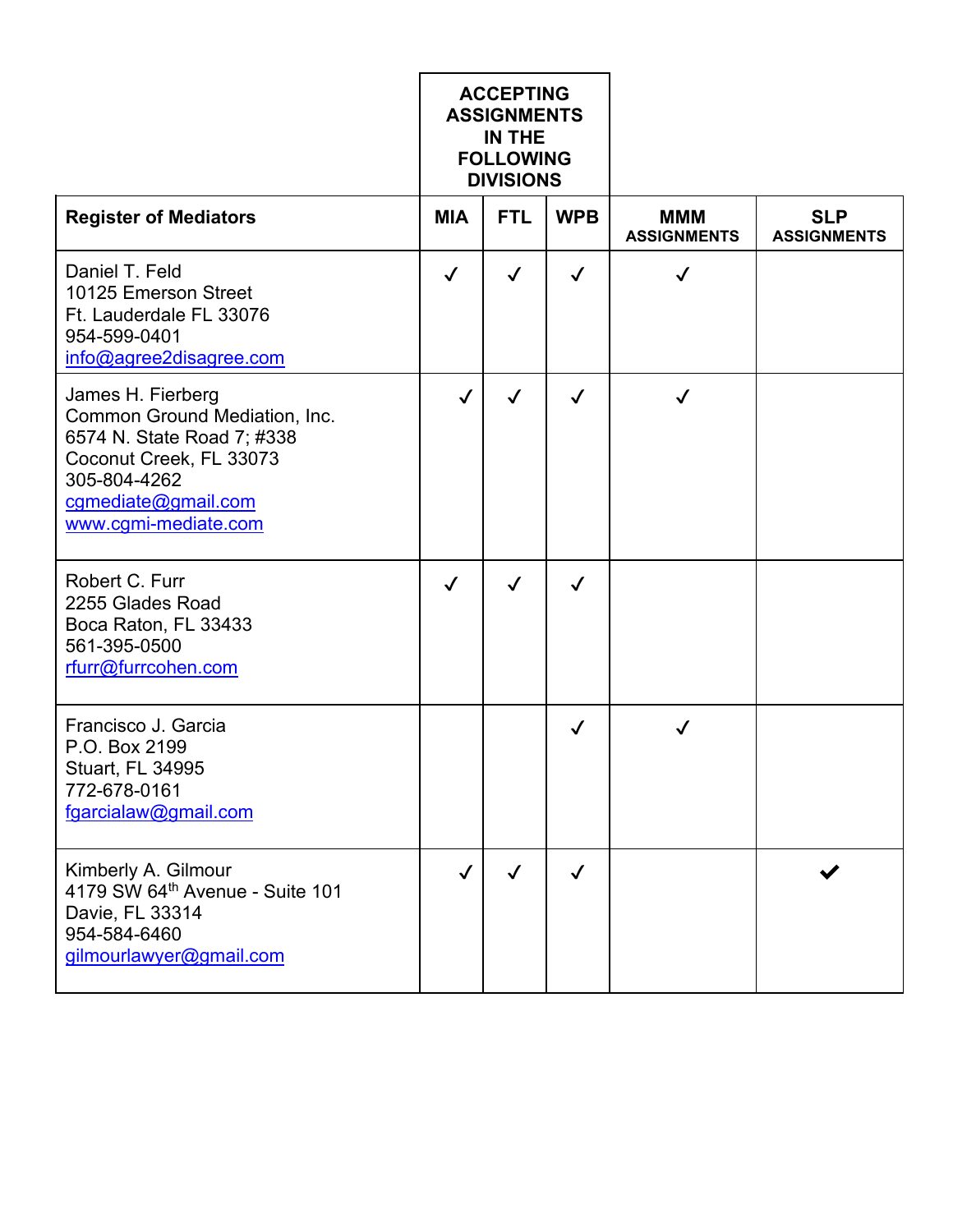| Register of Mediators | ACCEPTING ASSIGNMENTS IN THE FOLLOWING DIVISIONS | | | MMM ASSIGNMENTS | SLP ASSIGNMENTS |
|---|---|---|---|---|---|
| | MIA | FTL | WPB | | |
| Daniel T. Feld<br>10125 Emerson Street<br>Ft. Lauderdale FL 33076<br>954-599-0401<br>info@agree2disagree.com | ✓ | ✓ | ✓ | ✓ | |
| James H. Fierberg<br>Common Ground Mediation, Inc.<br>6574 N. State Road 7; #338<br>Coconut Creek, FL 33073<br>305-804-4262<br>cgmediate@gmail.com<br>www.cgmi-mediate.com | ✓ | ✓ | ✓ | ✓ | |
| Robert C. Furr<br>2255 Glades Road<br>Boca Raton, FL 33433<br>561-395-0500<br>rfurr@furrcohen.com | ✓ | ✓ | ✓ | | |
| Francisco J. Garcia<br>P.O. Box 2199<br>Stuart, FL 34995<br>772-678-0161<br>fgarcialaw@gmail.com | | | ✓ | ✓ | |
| Kimberly A. Gilmour<br>4179 SW 64th Avenue - Suite 101<br>Davie, FL 33314<br>954-584-6460<br>gilmourlawyer@gmail.com | ✓ | ✓ | ✓ | | ✓ |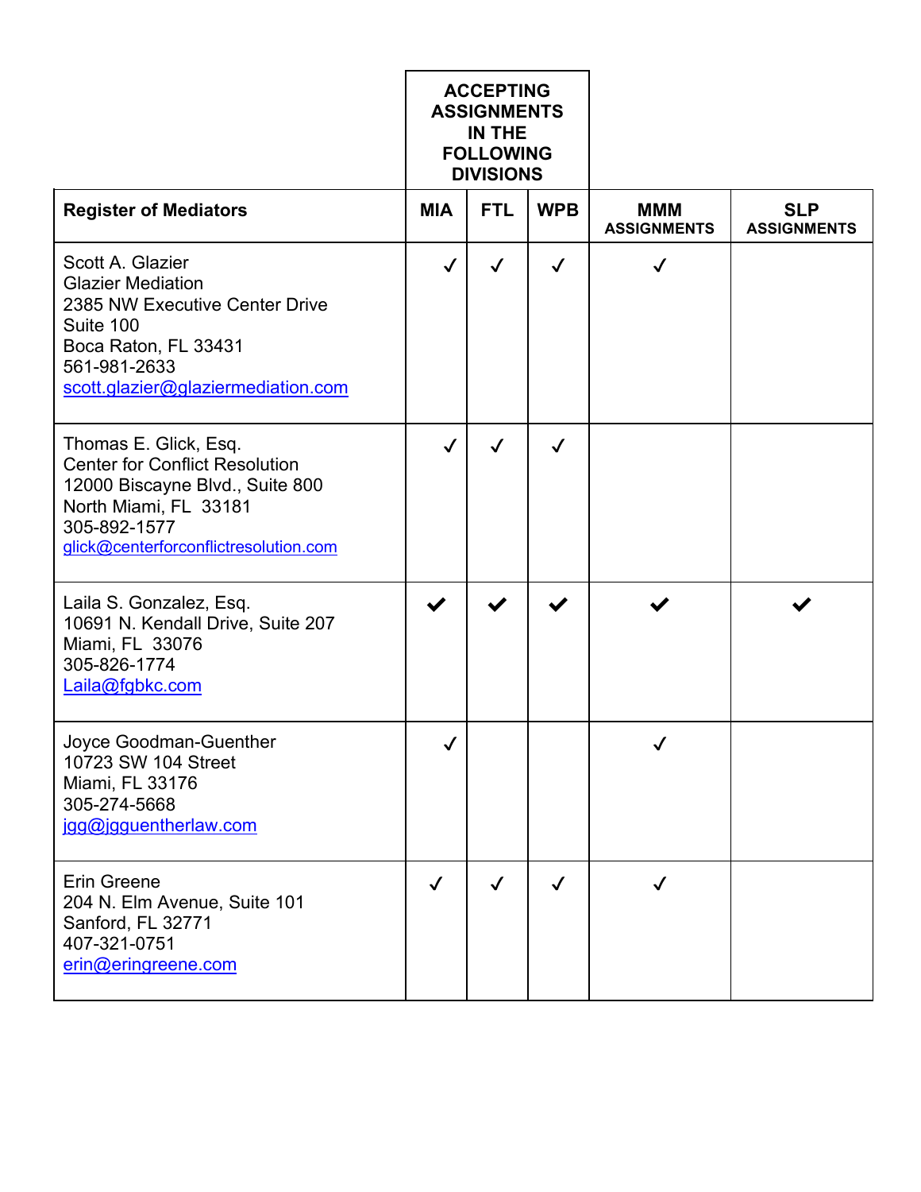| | ACCEPTING ASSIGNMENTS IN THE FOLLOWING DIVISIONS | | | | |
|---|---|---|---|---|---|
| **Register of Mediators** | **MIA** | **FTL** | **WPB** | **MMM ASSIGNMENTS** | **SLP ASSIGNMENTS** |
| Scott A. Glazier<br>Glazier Mediation<br>2385 NW Executive Center Drive<br>Suite 100<br>Boca Raton, FL 33431<br>561-981-2633<br>scott.glazier@glaziermediation.com | ✓ | ✓ | ✓ | ✓ | |
| Thomas E. Glick, Esq.<br>Center for Conflict Resolution<br>12000 Biscayne Blvd., Suite 800<br>North Miami, FL 33181<br>305-892-1577<br>glick@centerforconflictresolution.com | ✓ | ✓ | ✓ | | |
| Laila S. Gonzalez, Esq.<br>10691 N. Kendall Drive, Suite 207<br>Miami, FL 33076<br>305-826-1774<br>Laila@fgbkc.com | ✓ | ✓ | ✓ | ✓ | ✓ |
| Joyce Goodman-Guenther<br>10723 SW 104 Street<br>Miami, FL 33176<br>305-274-5668<br>jgg@jgguentherlaw.com | ✓ | | | ✓ | |
| Erin Greene<br>204 N. Elm Avenue, Suite 101<br>Sanford, FL 32771<br>407-321-0751<br>erin@eringreene.com | ✓ | ✓ | ✓ | ✓ | |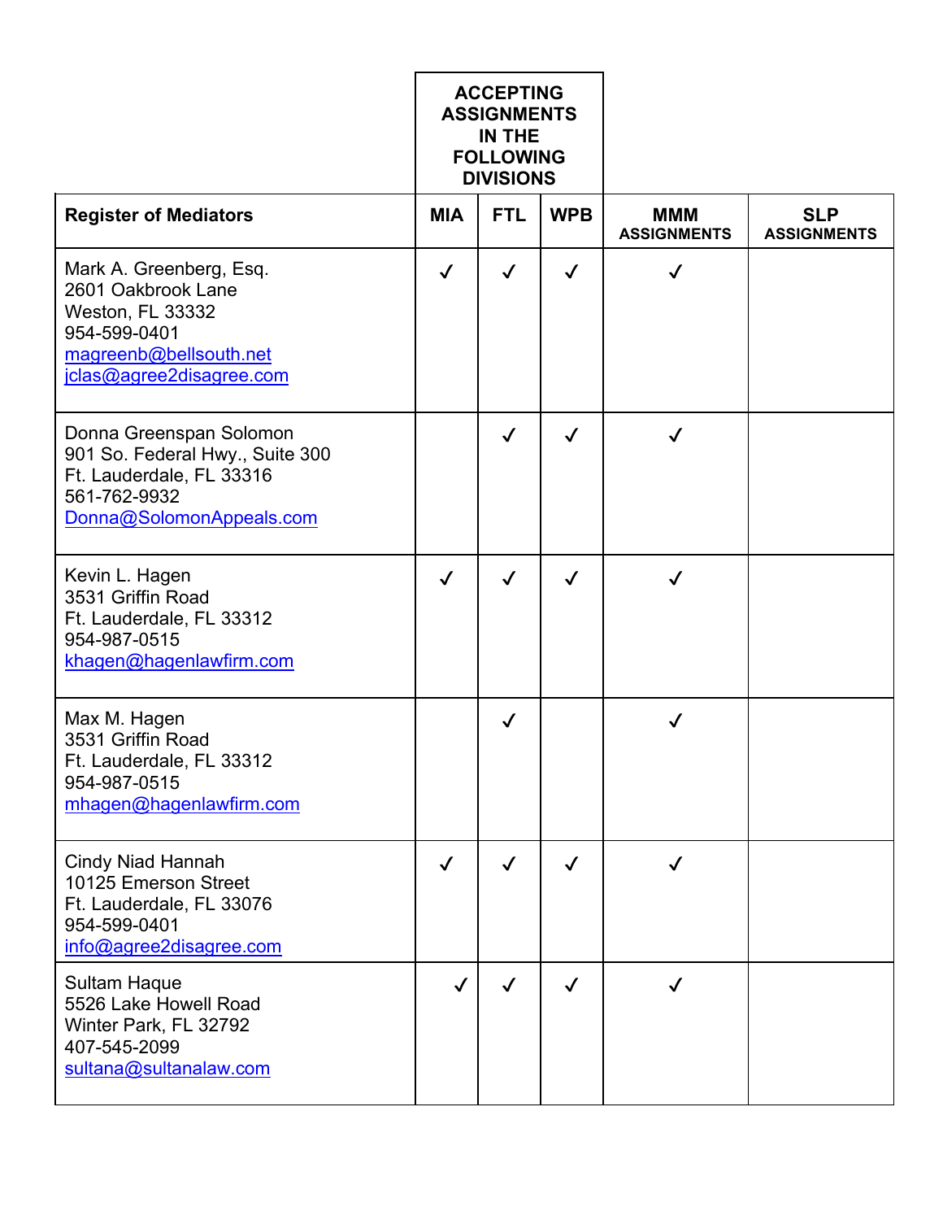| Register of Mediators | ACCEPTING ASSIGNMENTS IN THE FOLLOWING DIVISIONS | | | | |
|---|---|---|---|---|---|
| | MIA | FTL | WPB | MMM ASSIGNMENTS | SLP ASSIGNMENTS |
| Mark A. Greenberg, Esq.<br>2601 Oakbrook Lane<br>Weston, FL 33332<br>954-599-0401<br>magreenb@bellsouth.net<br>jclas@agree2disagree.com | ✓ | ✓ | ✓ | ✓ | |
| Donna Greenspan Solomon<br>901 So. Federal Hwy., Suite 300<br>Ft. Lauderdale, FL 33316<br>561-762-9932<br>Donna@SolomonAppeals.com | | ✓ | ✓ | ✓ | |
| Kevin L. Hagen<br>3531 Griffin Road<br>Ft. Lauderdale, FL 33312<br>954-987-0515<br>khagen@hagenlawfirm.com | ✓ | ✓ | ✓ | ✓ | |
| Max M. Hagen<br>3531 Griffin Road<br>Ft. Lauderdale, FL 33312<br>954-987-0515<br>mhagen@hagenlawfirm.com | | ✓ | | ✓ | |
| Cindy Niad Hannah<br>10125 Emerson Street<br>Ft. Lauderdale, FL 33076<br>954-599-0401<br>info@agree2disagree.com | ✓ | ✓ | ✓ | ✓ | |
| Sultam Haque<br>5526 Lake Howell Road<br>Winter Park, FL 32792<br>407-545-2099<br>sultana@sultanalaw.com | ✓ | ✓ | ✓ | ✓ | |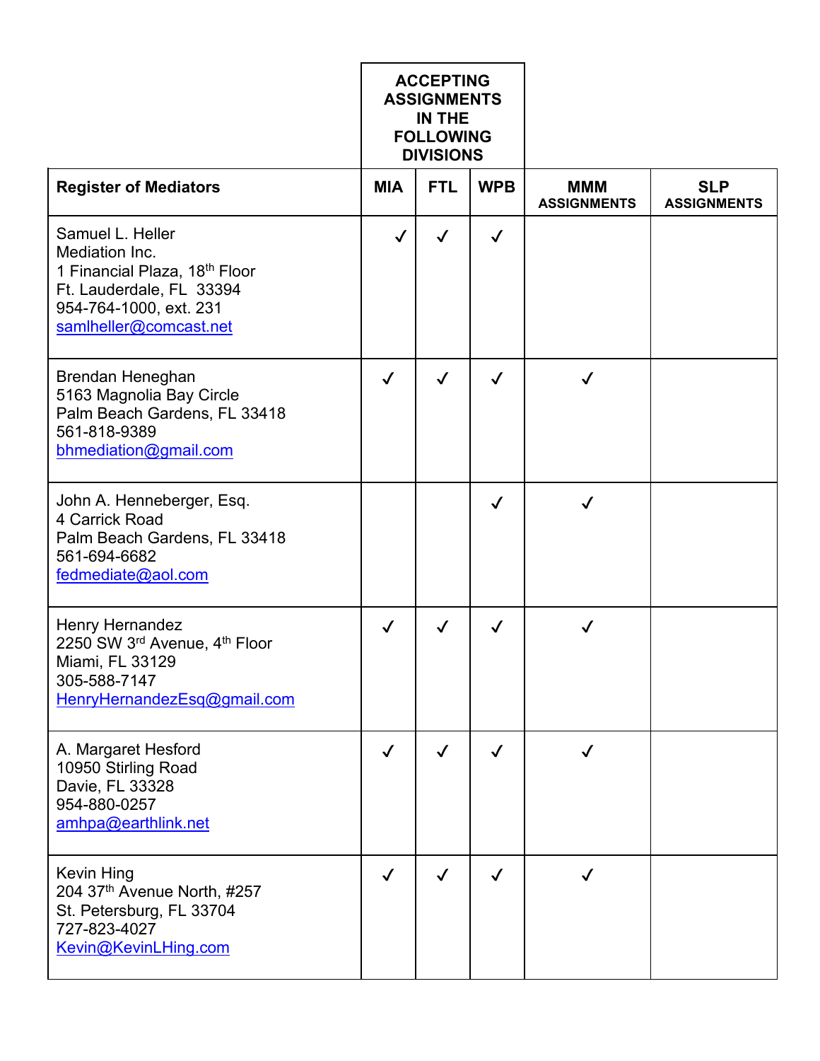| Register of Mediators | ACCEPTING ASSIGNMENTS IN THE FOLLOWING DIVISIONS | | | MMM ASSIGNMENTS | SLP ASSIGNMENTS |
|---|---|---|---|---|---|
| | MIA | FTL | WPB | | |
| Samuel L. Heller<br>Mediation Inc.<br>1 Financial Plaza, 18th Floor<br>Ft. Lauderdale, FL 33394<br>954-764-1000, ext. 231<br>samlheller@comcast.net | ✓ | ✓ | ✓ | | |
| Brendan Heneghan<br>5163 Magnolia Bay Circle<br>Palm Beach Gardens, FL 33418<br>561-818-9389<br>bhmediation@gmail.com | ✓ | ✓ | ✓ | ✓ | |
| John A. Henneberger, Esq.<br>4 Carrick Road<br>Palm Beach Gardens, FL 33418<br>561-694-6682<br>fedmediate@aol.com | | | ✓ | ✓ | |
| Henry Hernandez<br>2250 SW 3rd Avenue, 4th Floor<br>Miami, FL 33129<br>305-588-7147<br>HenryHernandezEsq@gmail.com | ✓ | ✓ | ✓ | ✓ | |
| A. Margaret Hesford<br>10950 Stirling Road<br>Davie, FL 33328<br>954-880-0257<br>amhpa@earthlink.net | ✓ | ✓ | ✓ | ✓ | |
| Kevin Hing<br>204 37th Avenue North, #257<br>St. Petersburg, FL 33704<br>727-823-4027<br>Kevin@KevinLHing.com | ✓ | ✓ | ✓ | ✓ | |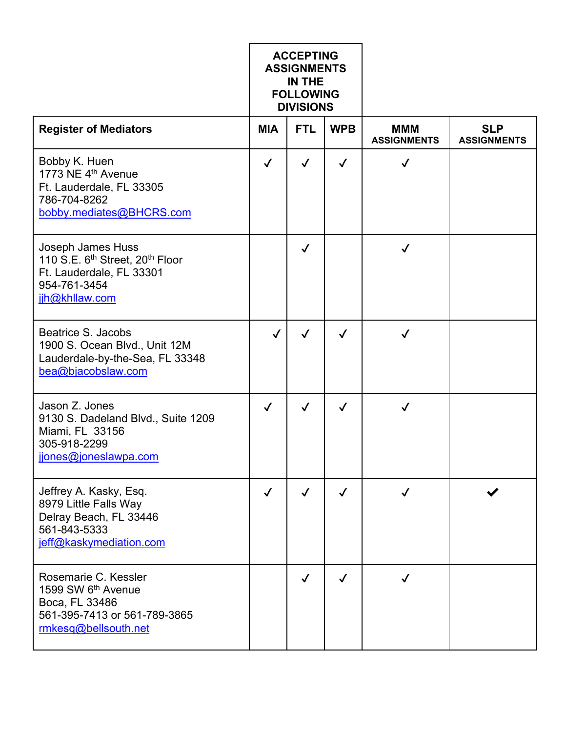| Register of Mediators | ACCEPTING ASSIGNMENTS IN THE FOLLOWING DIVISIONS | | | MMM ASSIGNMENTS | SLP ASSIGNMENTS |
|---|---|---|---|---|---|
| | MIA | FTL | WPB | | |
| Bobby K. Huen<br>1773 NE 4th Avenue<br>Ft. Lauderdale, FL 33305<br>786-704-8262<br>bobby.mediates@BHCRS.com | ✓ | ✓ | ✓ | ✓ | |
| Joseph James Huss<br>110 S.E. 6th Street, 20th Floor<br>Ft. Lauderdale, FL 33301<br>954-761-3454<br>jjh@khllaw.com | | ✓ | | ✓ | |
| Beatrice S. Jacobs<br>1900 S. Ocean Blvd., Unit 12M<br>Lauderdale-by-the-Sea, FL 33348<br>bea@bjacobslaw.com | ✓ | ✓ | ✓ | ✓ | |
| Jason Z. Jones<br>9130 S. Dadeland Blvd., Suite 1209<br>Miami, FL 33156<br>305-918-2299<br>jjones@joneslawpa.com | ✓ | ✓ | ✓ | ✓ | |
| Jeffrey A. Kasky, Esq.<br>8979 Little Falls Way<br>Delray Beach, FL 33446<br>561-843-5333<br>jeff@kaskymediation.com | ✓ | ✓ | ✓ | ✓ | ✓ |
| Rosemarie C. Kessler<br>1599 SW 6th Avenue<br>Boca, FL 33486<br>561-395-7413 or 561-789-3865<br>rmkesq@bellsouth.net | | ✓ | ✓ | ✓ | |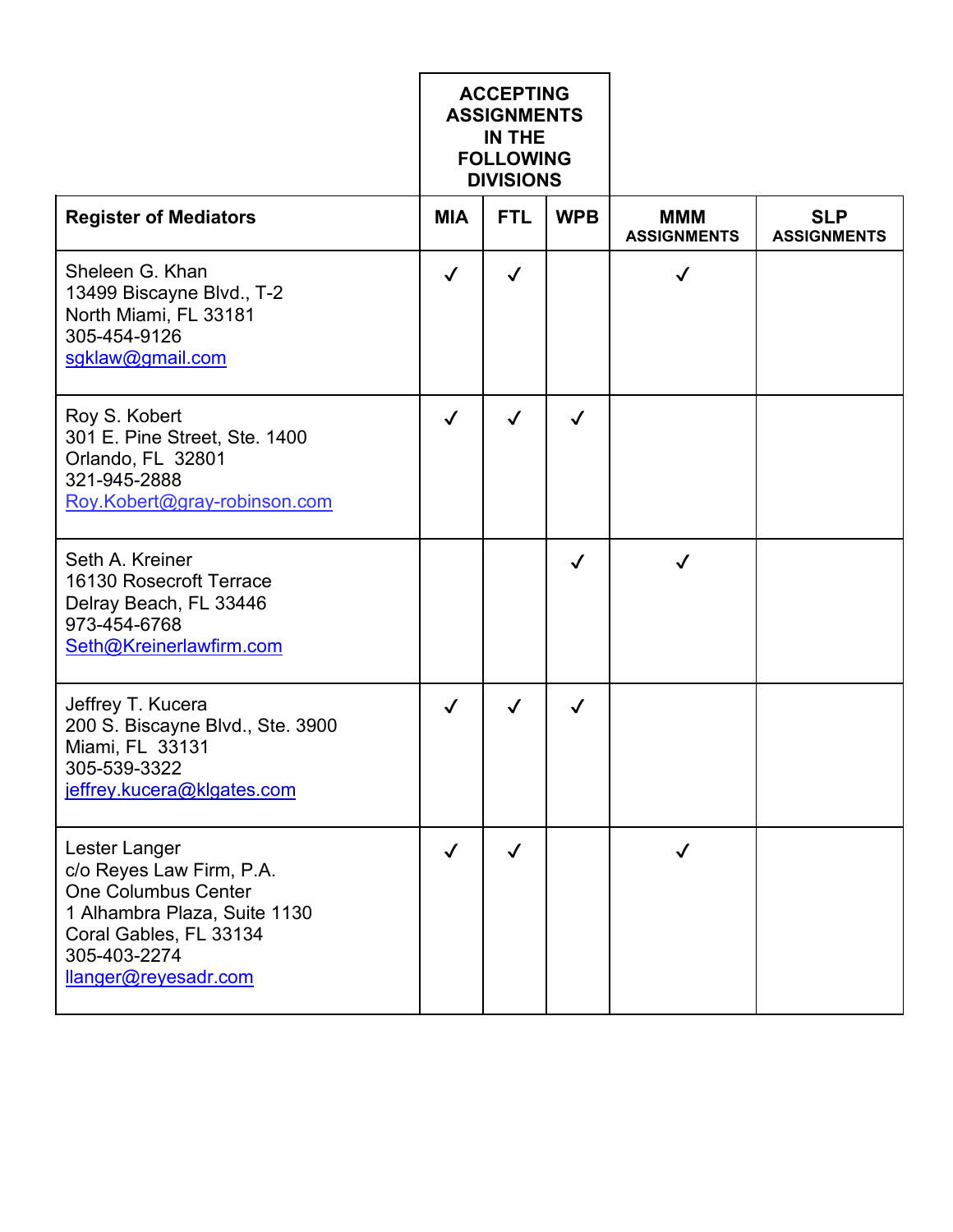| Register of Mediators | ACCEPTING ASSIGNMENTS IN THE FOLLOWING DIVISIONS | | | MMM ASSIGNMENTS | SLP ASSIGNMENTS |
|---|---|---|---|---|---|
| | MIA | FTL | WPB | | |
| Sheleen G. Khan<br>13499 Biscayne Blvd., T-2<br>North Miami, FL 33181<br>305-454-9126<br>sgklaw@gmail.com | ✓ | ✓ | | ✓ | |
| Roy S. Kobert<br>301 E. Pine Street, Ste. 1400<br>Orlando, FL 32801<br>321-945-2888<br>Roy.Kobert@gray-robinson.com | ✓ | ✓ | ✓ | | |
| Seth A. Kreiner<br>16130 Rosecroft Terrace<br>Delray Beach, FL 33446<br>973-454-6768<br>Seth@Kreinerlawfirm.com | | | ✓ | ✓ | |
| Jeffrey T. Kucera<br>200 S. Biscayne Blvd., Ste. 3900<br>Miami, FL 33131<br>305-539-3322<br>jeffrey.kucera@klgates.com | ✓ | ✓ | ✓ | | |
| Lester Langer<br>c/o Reyes Law Firm, P.A.<br>One Columbus Center<br>1 Alhambra Plaza, Suite 1130<br>Coral Gables, FL 33134<br>305-403-2274<br>llanger@reyesadr.com | ✓ | ✓ | | ✓ | |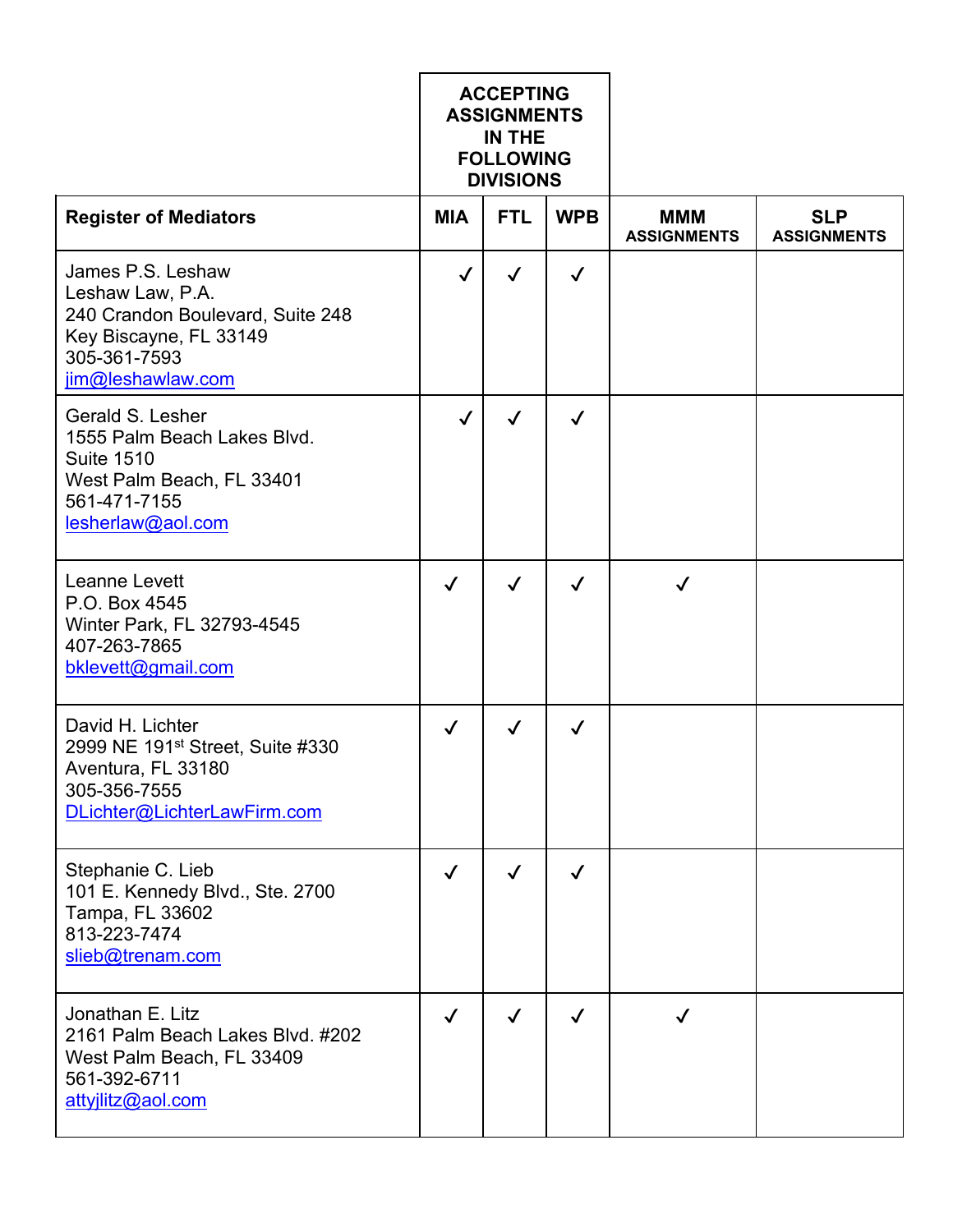| Register of Mediators | ACCEPTING ASSIGNMENTS IN THE FOLLOWING DIVISIONS MIA | FTL | WPB | MMM ASSIGNMENTS | SLP ASSIGNMENTS |
|---|---|---|---|---|---|
| James P.S. Leshaw<br>Leshaw Law, P.A.<br>240 Crandon Boulevard, Suite 248<br>Key Biscayne, FL 33149<br>305-361-7593<br>jim@leshawlaw.com | ✓ | ✓ | ✓ | | |
| Gerald S. Lesher<br>1555 Palm Beach Lakes Blvd.<br>Suite 1510<br>West Palm Beach, FL 33401<br>561-471-7155<br>lesherlaw@aol.com | ✓ | ✓ | ✓ | | |
| Leanne Levett<br>P.O. Box 4545<br>Winter Park, FL 32793-4545<br>407-263-7865<br>bklevett@gmail.com | ✓ | ✓ | ✓ | ✓ | |
| David H. Lichter<br>2999 NE 191st Street, Suite #330<br>Aventura, FL 33180<br>305-356-7555<br>DLichter@LichterLawFirm.com | ✓ | ✓ | ✓ | | |
| Stephanie C. Lieb<br>101 E. Kennedy Blvd., Ste. 2700<br>Tampa, FL 33602<br>813-223-7474<br>slieb@trenam.com | ✓ | ✓ | ✓ | | |
| Jonathan E. Litz<br>2161 Palm Beach Lakes Blvd. #202<br>West Palm Beach, FL 33409<br>561-392-6711<br>attyjlitz@aol.com | ✓ | ✓ | ✓ | ✓ | |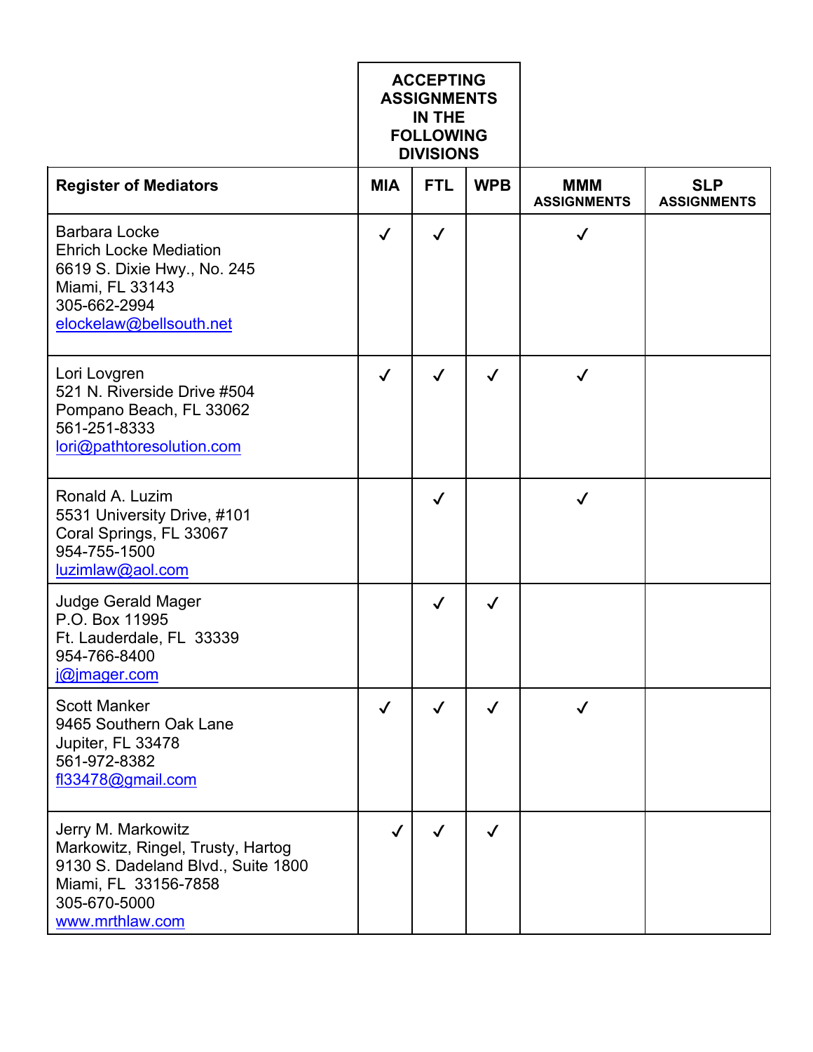| Register of Mediators | ACCEPTING ASSIGNMENTS IN THE FOLLOWING DIVISIONS | | | MMM ASSIGNMENTS | SLP ASSIGNMENTS |
|---|---|---|---|---|---|
| | MIA | FTL | WPB | | |
| Barbara Locke<br>Ehrich Locke Mediation<br>6619 S. Dixie Hwy., No. 245<br>Miami, FL 33143<br>305-662-2994<br>elockelaw@bellsouth.net | ✓ | ✓ | | ✓ | |
| Lori Lovgren<br>521 N. Riverside Drive #504<br>Pompano Beach, FL 33062<br>561-251-8333<br>lori@pathtoresolution.com | ✓ | ✓ | ✓ | ✓ | |
| Ronald A. Luzim<br>5531 University Drive, #101<br>Coral Springs, FL 33067<br>954-755-1500<br>luzimlaw@aol.com | | ✓ | | ✓ | |
| Judge Gerald Mager<br>P.O. Box 11995<br>Ft. Lauderdale, FL 33339<br>954-766-8400<br>j@jmager.com | | ✓ | ✓ | | |
| Scott Manker<br>9465 Southern Oak Lane<br>Jupiter, FL 33478<br>561-972-8382<br>fl33478@gmail.com | ✓ | ✓ | ✓ | ✓ | |
| Jerry M. Markowitz<br>Markowitz, Ringel, Trusty, Hartog<br>9130 S. Dadeland Blvd., Suite 1800<br>Miami, FL 33156-7858<br>305-670-5000<br>www.mrthlaw.com | ✓ | ✓ | ✓ | | |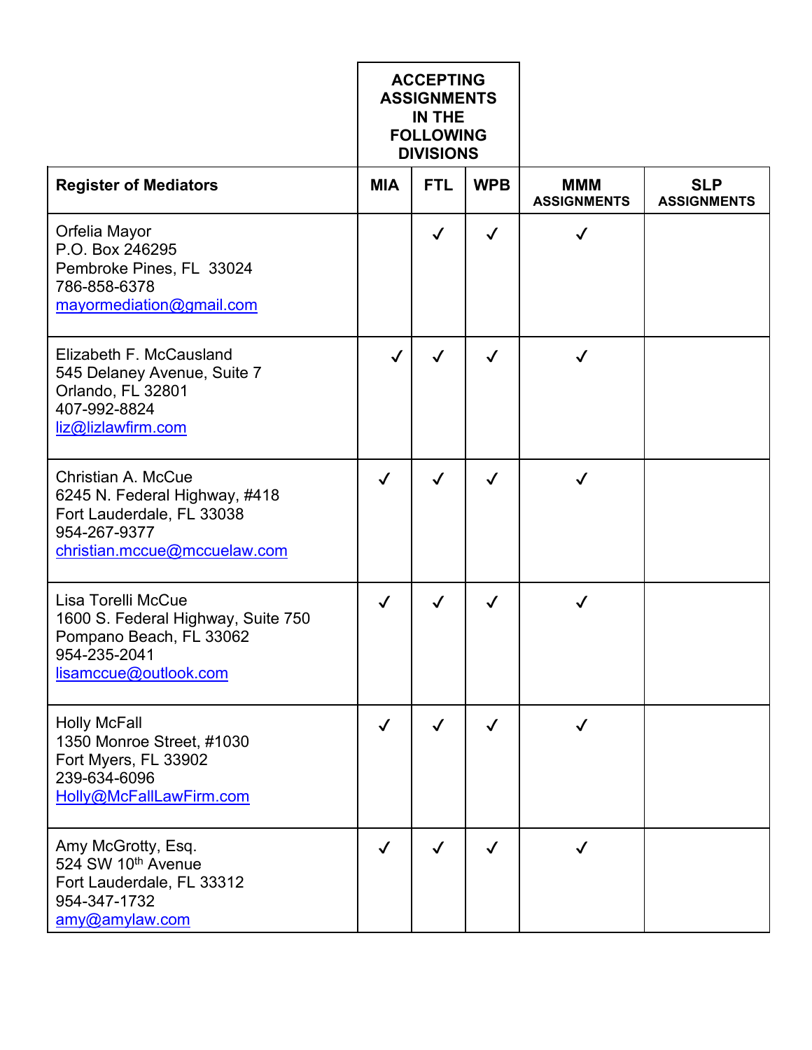| Register of Mediators | ACCEPTING ASSIGNMENTS IN THE FOLLOWING DIVISIONS MIA | FTL | WPB | MMM ASSIGNMENTS | SLP ASSIGNMENTS |
|---|---|---|---|---|---|
| Orfelia Mayor<br>P.O. Box 246295<br>Pembroke Pines, FL 33024<br>786-858-6378<br>mayormediation@gmail.com | | ✓ | ✓ | ✓ | |
| Elizabeth F. McCausland<br>545 Delaney Avenue, Suite 7<br>Orlando, FL 32801<br>407-992-8824<br>liz@lizlawfirm.com | ✓ | ✓ | ✓ | ✓ | |
| Christian A. McCue<br>6245 N. Federal Highway, #418<br>Fort Lauderdale, FL 33038<br>954-267-9377<br>christian.mccue@mccuelaw.com | ✓ | ✓ | ✓ | ✓ | |
| Lisa Torelli McCue<br>1600 S. Federal Highway, Suite 750<br>Pompano Beach, FL 33062<br>954-235-2041<br>lisamccue@outlook.com | ✓ | ✓ | ✓ | ✓ | |
| Holly McFall<br>1350 Monroe Street, #1030<br>Fort Myers, FL 33902<br>239-634-6096<br>Holly@McFallLawFirm.com | ✓ | ✓ | ✓ | ✓ | |
| Amy McGrotty, Esq.<br>524 SW 10th Avenue<br>Fort Lauderdale, FL 33312<br>954-347-1732<br>amy@amylaw.com | ✓ | ✓ | ✓ | ✓ | |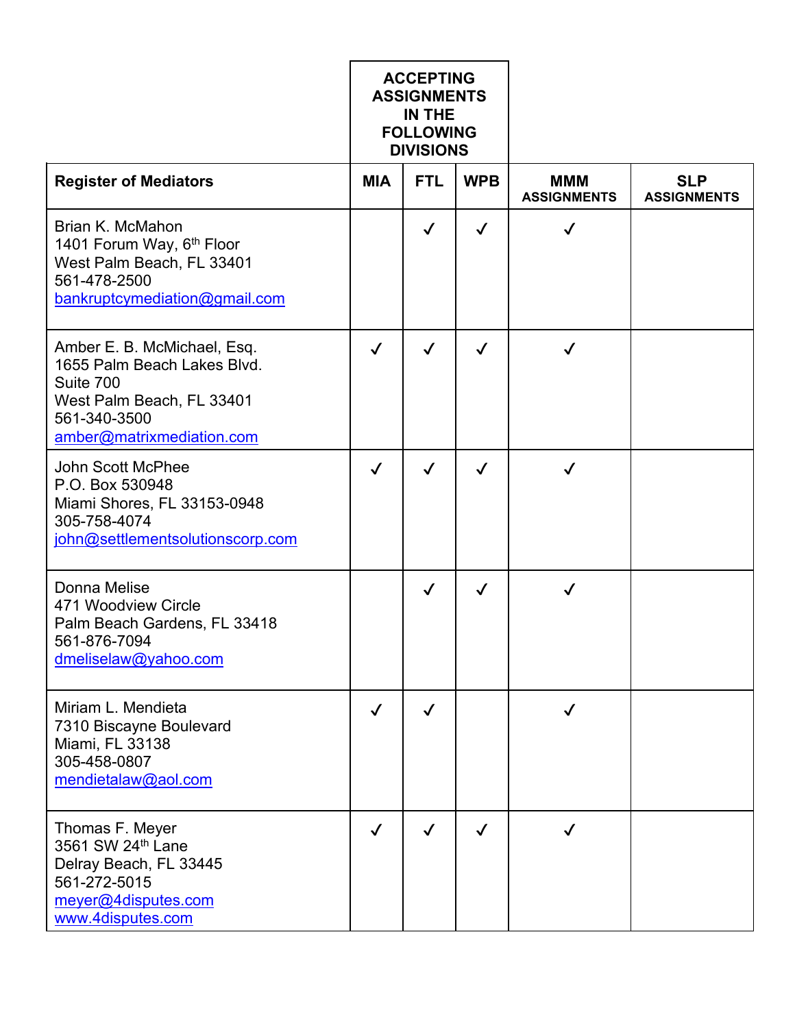| Register of Mediators | ACCEPTING ASSIGNMENTS IN THE FOLLOWING DIVISIONS | | | MMM ASSIGNMENTS | SLP ASSIGNMENTS |
|---|---|---|---|---|---|
| | MIA | FTL | WPB | | |
| Brian K. McMahon<br>1401 Forum Way, 6th Floor<br>West Palm Beach, FL 33401<br>561-478-2500<br>bankruptcymediation@gmail.com | | ✓ | ✓ | ✓ | |
| Amber E. B. McMichael, Esq.<br>1655 Palm Beach Lakes Blvd.<br>Suite 700<br>West Palm Beach, FL 33401<br>561-340-3500<br>amber@matrixmediation.com | ✓ | ✓ | ✓ | ✓ | |
| John Scott McPhee<br>P.O. Box 530948<br>Miami Shores, FL 33153-0948<br>305-758-4074<br>john@settlementsolutionscorp.com | ✓ | ✓ | ✓ | ✓ | |
| Donna Melise<br>471 Woodview Circle<br>Palm Beach Gardens, FL 33418<br>561-876-7094<br>dmeliselaw@yahoo.com | | ✓ | ✓ | ✓ | |
| Miriam L. Mendieta<br>7310 Biscayne Boulevard<br>Miami, FL 33138<br>305-458-0807<br>mendietalaw@aol.com | ✓ | ✓ | | ✓ | |
| Thomas F. Meyer<br>3561 SW 24th Lane<br>Delray Beach, FL 33445<br>561-272-5015<br>meyer@4disputes.com<br>www.4disputes.com | ✓ | ✓ | ✓ | ✓ | |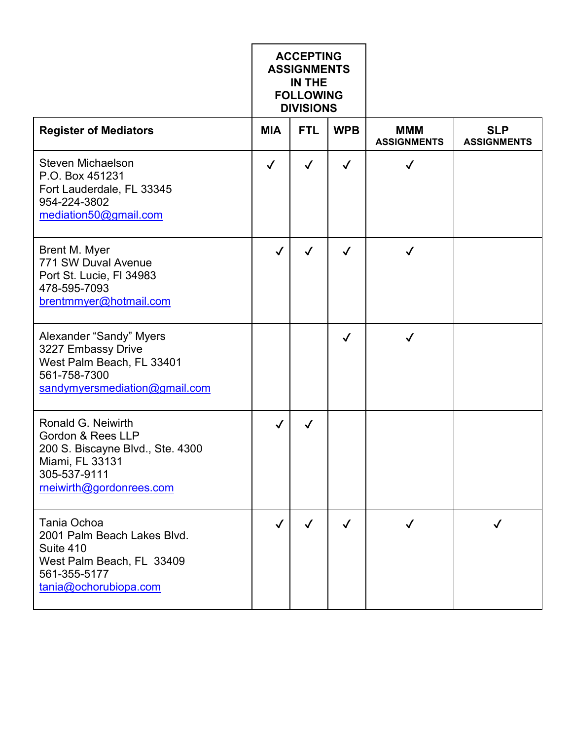| Register of Mediators | ACCEPTING ASSIGNMENTS IN THE FOLLOWING DIVISIONS | | | MMM ASSIGNMENTS | SLP ASSIGNMENTS |
|---|---|---|---|---|---|
| | MIA | FTL | WPB | | |
| Steven Michaelson<br>P.O. Box 451231<br>Fort Lauderdale, FL 33345<br>954-224-3802<br>mediation50@gmail.com | ✓ | ✓ | ✓ | ✓ | |
| Brent M. Myer<br>771 SW Duval Avenue<br>Port St. Lucie, Fl 34983<br>478-595-7093<br>brentmmyer@hotmail.com | ✓ | ✓ | ✓ | ✓ | |
| Alexander "Sandy" Myers<br>3227 Embassy Drive<br>West Palm Beach, FL 33401<br>561-758-7300<br>sandymyersmediation@gmail.com | | | ✓ | ✓ | |
| Ronald G. Neiwirth<br>Gordon & Rees LLP<br>200 S. Biscayne Blvd., Ste. 4300<br>Miami, FL 33131<br>305-537-9111<br>rneiwirth@gordonrees.com | ✓ | ✓ | | | |
| Tania Ochoa<br>2001 Palm Beach Lakes Blvd.<br>Suite 410<br>West Palm Beach, FL 33409<br>561-355-5177<br>tania@ochorubiopa.com | ✓ | ✓ | ✓ | ✓ | ✓ |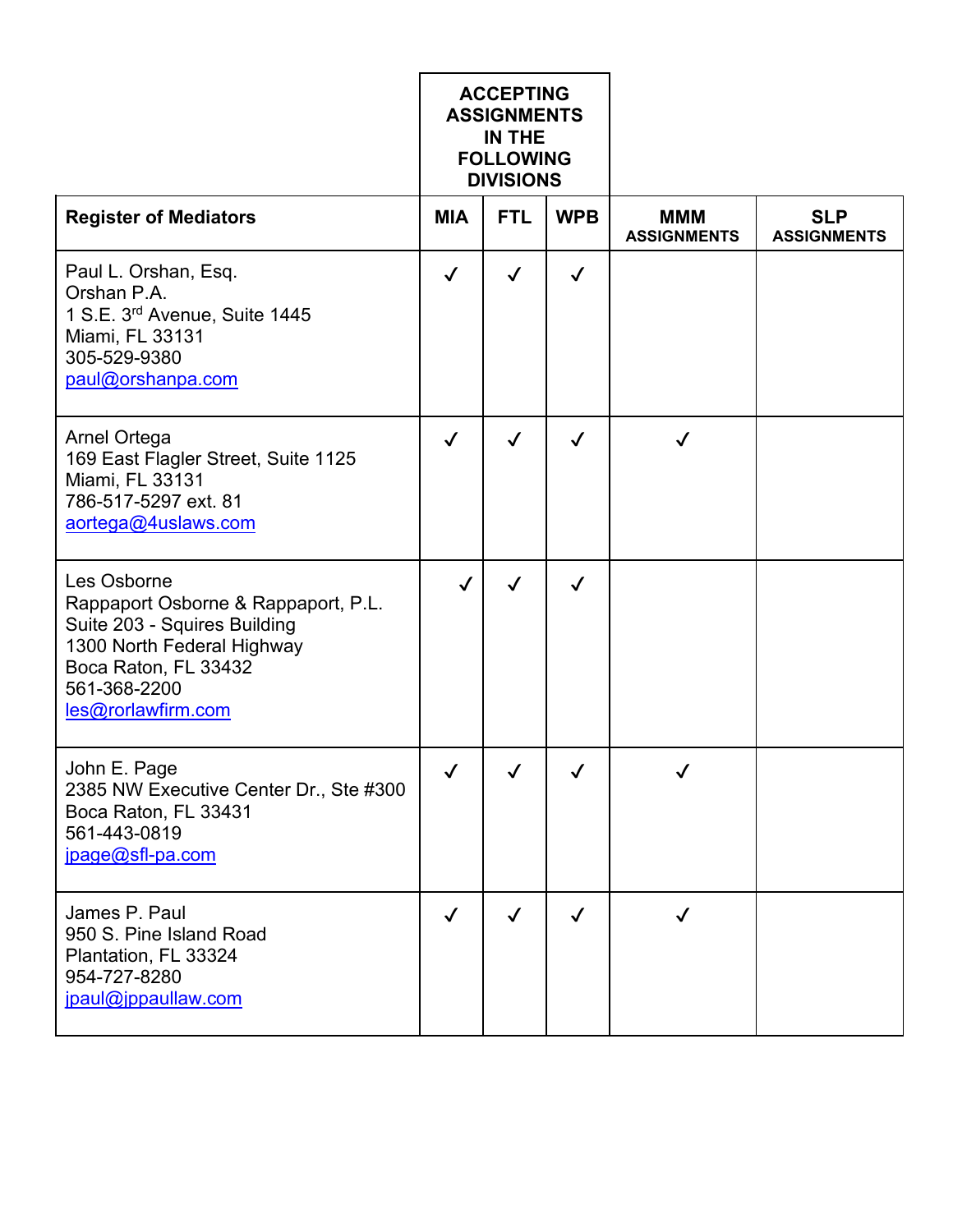| Register of Mediators | ACCEPTING ASSIGNMENTS IN THE FOLLOWING DIVISIONS | | | MMM ASSIGNMENTS | SLP ASSIGNMENTS |
|---|---|---|---|---|---|
| | MIA | FTL | WPB | | |
| Paul L. Orshan, Esq.<br>Orshan P.A.<br>1 S.E. 3rd Avenue, Suite 1445<br>Miami, FL 33131<br>305-529-9380<br>paul@orshanpa.com | ✓ | ✓ | ✓ | | |
| Arnel Ortega<br>169 East Flagler Street, Suite 1125<br>Miami, FL 33131<br>786-517-5297 ext. 81<br>aortega@4uslaws.com | ✓ | ✓ | ✓ | ✓ | |
| Les Osborne<br>Rappaport Osborne & Rappaport, P.L.<br>Suite 203 - Squires Building<br>1300 North Federal Highway<br>Boca Raton, FL 33432<br>561-368-2200<br>les@rorlawfirm.com | ✓ | ✓ | ✓ | | |
| John E. Page<br>2385 NW Executive Center Dr., Ste #300<br>Boca Raton, FL 33431<br>561-443-0819<br>jpage@sfl-pa.com | ✓ | ✓ | ✓ | ✓ | |
| James P. Paul<br>950 S. Pine Island Road<br>Plantation, FL 33324<br>954-727-8280<br>jpaul@jppaullaw.com | ✓ | ✓ | ✓ | ✓ | |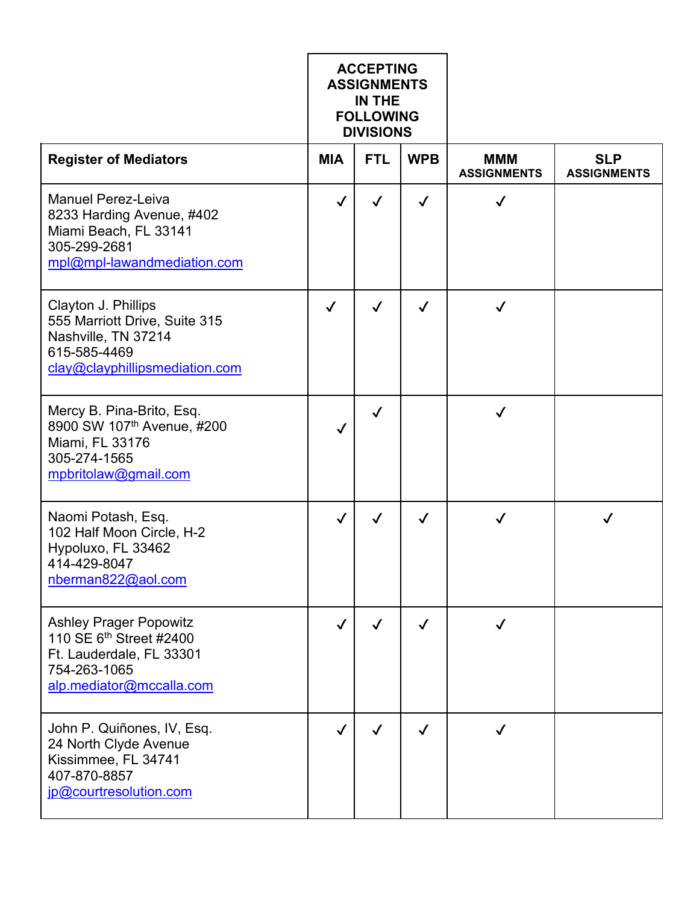| Register of Mediators | ACCEPTING ASSIGNMENTS IN THE FOLLOWING DIVISIONS | | | MMM ASSIGNMENTS | SLP ASSIGNMENTS |
|---|---|---|---|---|---|
| | MIA | FTL | WPB | | |
| Manuel Perez-Leiva<br>8233 Harding Avenue, #402<br>Miami Beach, FL 33141<br>305-299-2681<br>mpl@mpl-lawandmediation.com | ✓ | ✓ | ✓ | ✓ | |
| Clayton J. Phillips<br>555 Marriott Drive, Suite 315<br>Nashville, TN 37214<br>615-585-4469<br>clay@clayphillipsmediation.com | ✓ | ✓ | ✓ | ✓ | |
| Mercy B. Pina-Brito, Esq.<br>8900 SW 107th Avenue, #200<br>Miami, FL 33176<br>305-274-1565<br>mpbritolaw@gmail.com | ✓ | ✓ | | ✓ | |
| Naomi Potash, Esq.<br>102 Half Moon Circle, H-2<br>Hypoluxo, FL 33462<br>414-429-8047<br>nberman822@aol.com | ✓ | ✓ | ✓ | ✓ | ✓ |
| Ashley Prager Popowitz<br>110 SE 6th Street #2400<br>Ft. Lauderdale, FL 33301<br>754-263-1065<br>alp.mediator@mccalla.com | ✓ | ✓ | ✓ | ✓ | |
| John P. Quiñones, IV, Esq.<br>24 North Clyde Avenue<br>Kissimmee, FL 34741<br>407-870-8857<br>jp@courtresolution.com | ✓ | ✓ | ✓ | ✓ | |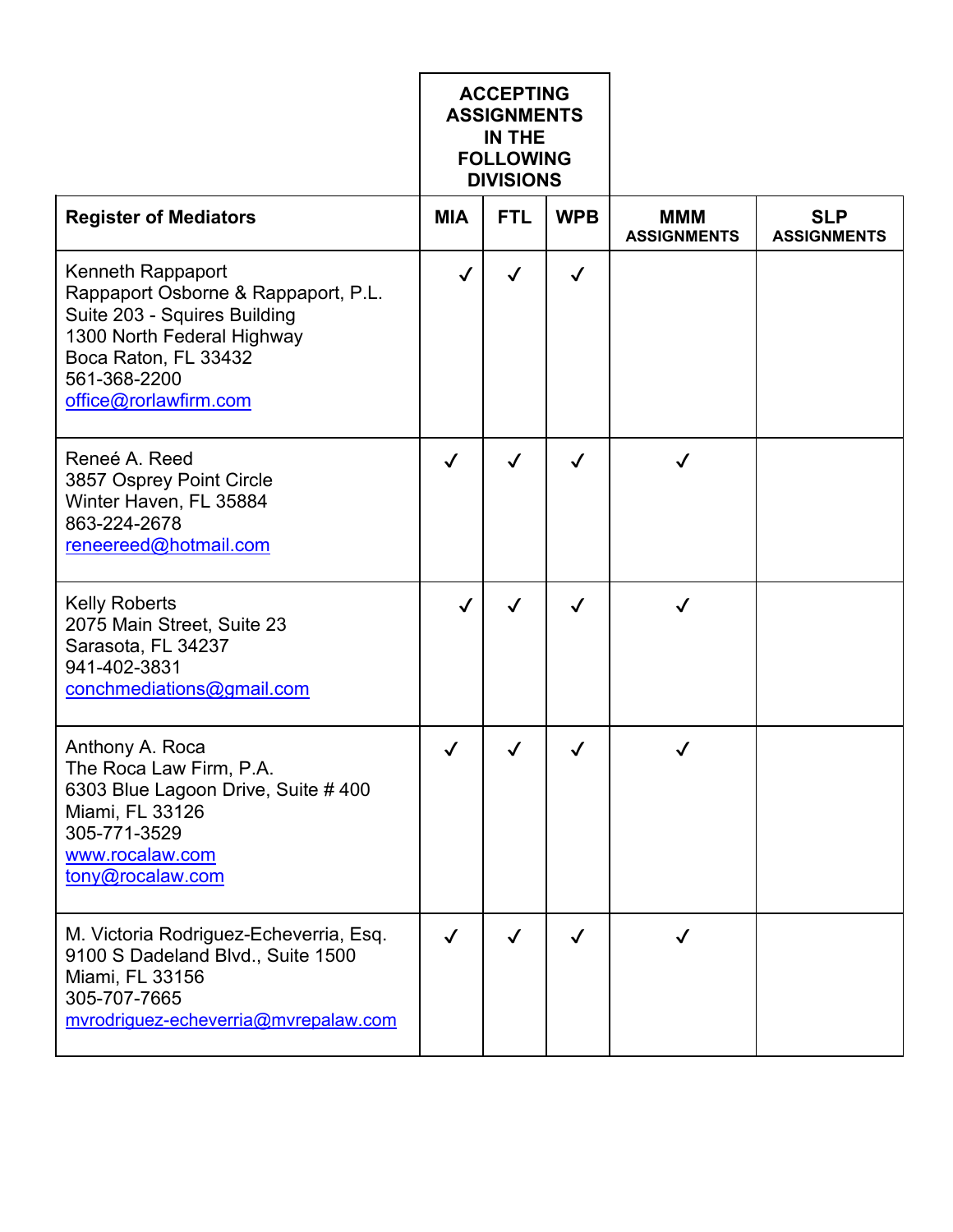| Register of Mediators | ACCEPTING ASSIGNMENTS IN THE FOLLOWING DIVISIONS | | | MMM ASSIGNMENTS | SLP ASSIGNMENTS |
|---|---|---|---|---|---|
| | MIA | FTL | WPB | | |
| Kenneth Rappaport<br>Rappaport Osborne & Rappaport, P.L.<br>Suite 203 - Squires Building<br>1300 North Federal Highway<br>Boca Raton, FL 33432<br>561-368-2200<br>office@rorlawfirm.com | ✓ | ✓ | ✓ | | |
| Reneé A. Reed<br>3857 Osprey Point Circle<br>Winter Haven, FL 35884<br>863-224-2678<br>reneereed@hotmail.com | ✓ | ✓ | ✓ | ✓ | |
| Kelly Roberts<br>2075 Main Street, Suite 23<br>Sarasota, FL 34237<br>941-402-3831<br>conchmediations@gmail.com | ✓ | ✓ | ✓ | ✓ | |
| Anthony A. Roca<br>The Roca Law Firm, P.A.<br>6303 Blue Lagoon Drive, Suite # 400<br>Miami, FL 33126<br>305-771-3529<br>www.rocalaw.com<br>tony@rocalaw.com | ✓ | ✓ | ✓ | ✓ | |
| M. Victoria Rodriguez-Echeverria, Esq.<br>9100 S Dadeland Blvd., Suite 1500<br>Miami, FL 33156<br>305-707-7665<br>mvrodriguez-echeverria@mvrepalaw.com | ✓ | ✓ | ✓ | ✓ | |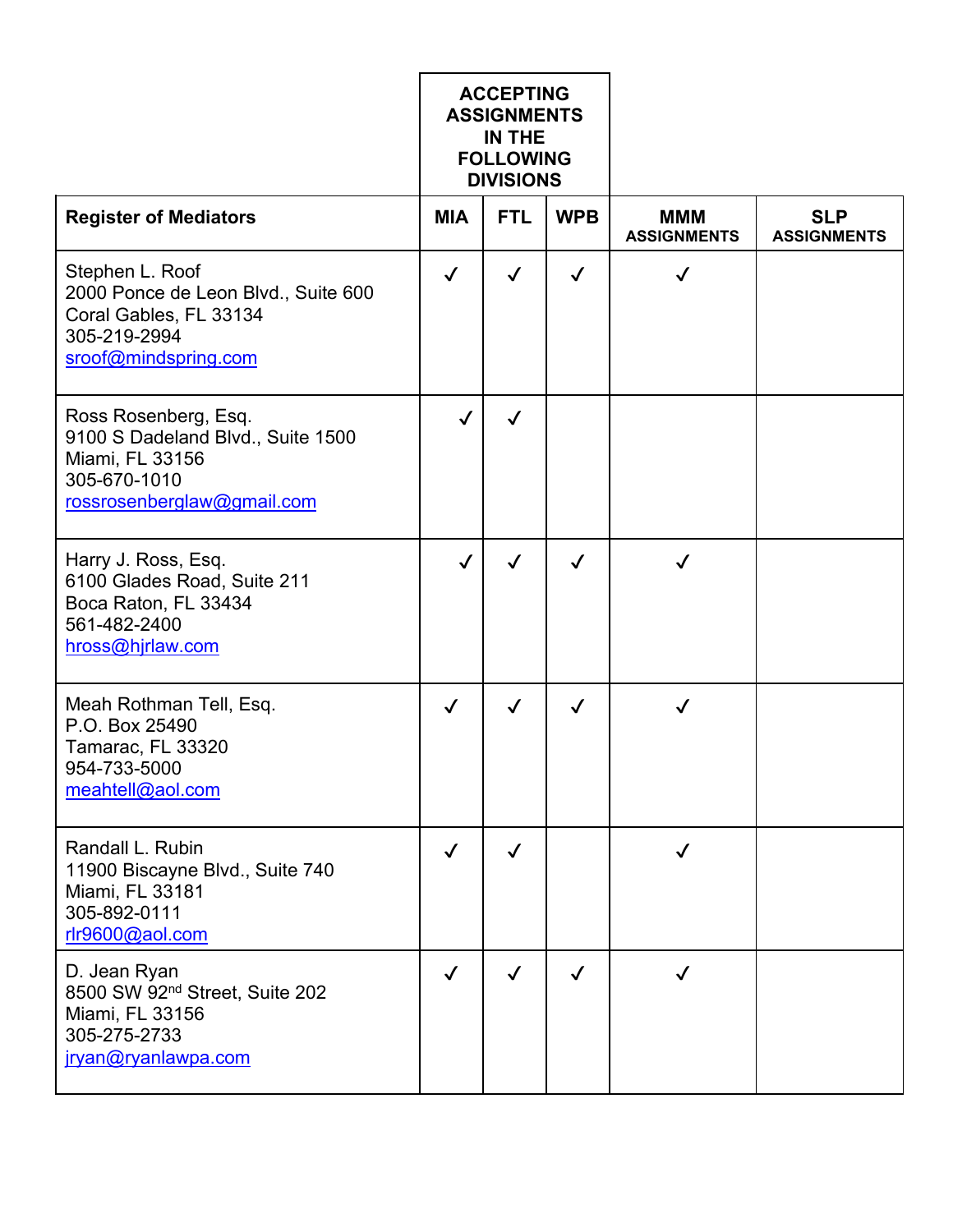| Register of Mediators | ACCEPTING ASSIGNMENTS IN THE FOLLOWING DIVISIONS MIA | FTL | WPB | MMM ASSIGNMENTS | SLP ASSIGNMENTS |
|---|---|---|---|---|---|
| Stephen L. Roof<br>2000 Ponce de Leon Blvd., Suite 600<br>Coral Gables, FL 33134<br>305-219-2994<br>sroof@mindspring.com | ✓ | ✓ | ✓ | ✓ | |
| Ross Rosenberg, Esq.<br>9100 S Dadeland Blvd., Suite 1500<br>Miami, FL 33156<br>305-670-1010<br>rossrosenberglaw@gmail.com | ✓ | ✓ | | | |
| Harry J. Ross, Esq.<br>6100 Glades Road, Suite 211<br>Boca Raton, FL 33434<br>561-482-2400<br>hross@hjrlaw.com | ✓ | ✓ | ✓ | ✓ | |
| Meah Rothman Tell, Esq.<br>P.O. Box 25490<br>Tamarac, FL 33320<br>954-733-5000<br>meahtell@aol.com | ✓ | ✓ | ✓ | ✓ | |
| Randall L. Rubin<br>11900 Biscayne Blvd., Suite 740<br>Miami, FL 33181<br>305-892-0111<br>rlr9600@aol.com | ✓ | ✓ | | ✓ | |
| D. Jean Ryan<br>8500 SW 92nd Street, Suite 202<br>Miami, FL 33156<br>305-275-2733<br>jryan@ryanlawpa.com | ✓ | ✓ | ✓ | ✓ | |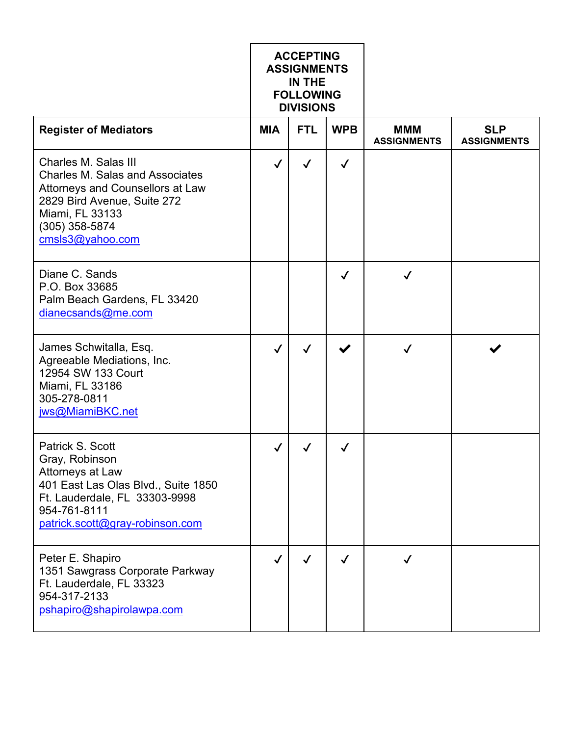| Register of Mediators | ACCEPTING ASSIGNMENTS IN THE FOLLOWING DIVISIONS | | | MMM ASSIGNMENTS | SLP ASSIGNMENTS |
|---|---|---|---|---|---|
| | MIA | FTL | WPB | | |
| Charles M. Salas III<br>Charles M. Salas and Associates<br>Attorneys and Counsellors at Law<br>2829 Bird Avenue, Suite 272<br>Miami, FL 33133<br>(305) 358-5874<br>cmsls3@yahoo.com | ✓ | ✓ | ✓ | | |
| Diane C. Sands<br>P.O. Box 33685<br>Palm Beach Gardens, FL 33420<br>dianecsands@me.com | | | ✓ | ✓ | |
| James Schwitalla, Esq.<br>Agreeable Mediations, Inc.<br>12954 SW 133 Court<br>Miami, FL 33186<br>305-278-0811<br>jws@MiamiBKC.net | ✓ | ✓ | ✓ | ✓ | ✓ |
| Patrick S. Scott<br>Gray, Robinson<br>Attorneys at Law<br>401 East Las Olas Blvd., Suite 1850<br>Ft. Lauderdale, FL 33303-9998<br>954-761-8111<br>patrick.scott@gray-robinson.com | ✓ | ✓ | ✓ | | |
| Peter E. Shapiro<br>1351 Sawgrass Corporate Parkway<br>Ft. Lauderdale, FL 33323<br>954-317-2133<br>pshapiro@shapirolawpa.com | ✓ | ✓ | ✓ | ✓ | |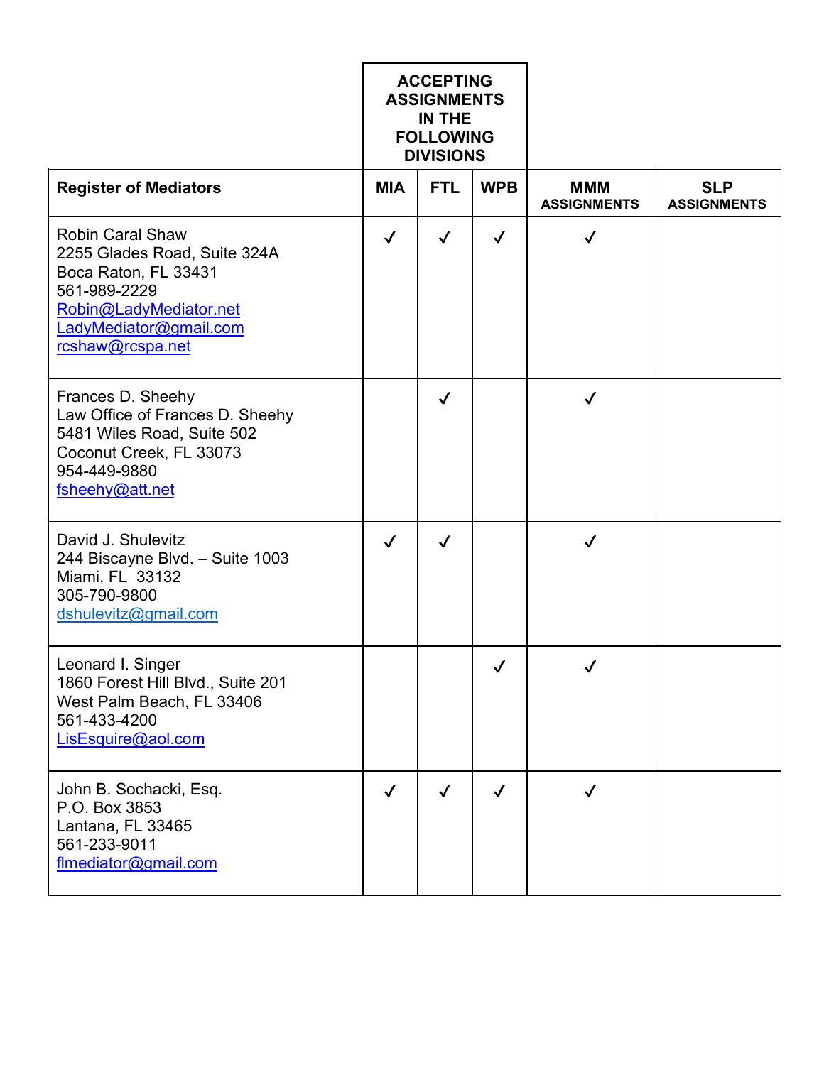| Register of Mediators | ACCEPTING ASSIGNMENTS IN THE FOLLOWING DIVISIONS | | | MMM ASSIGNMENTS | SLP ASSIGNMENTS |
|---|---|---|---|---|---|
| | MIA | FTL | WPB | | |
| Robin Caral Shaw<br>2255 Glades Road, Suite 324A<br>Boca Raton, FL 33431<br>561-989-2229<br>Robin@LadyMediator.net<br>LadyMediator@gmail.com<br>rcshaw@rcspa.net | ✓ | ✓ | ✓ | ✓ | |
| Frances D. Sheehy<br>Law Office of Frances D. Sheehy<br>5481 Wiles Road, Suite 502<br>Coconut Creek, FL 33073<br>954-449-9880<br>fsheehy@att.net | | ✓ | | ✓ | |
| David J. Shulevitz<br>244 Biscayne Blvd. – Suite 1003<br>Miami, FL 33132<br>305-790-9800<br>dshulevitz@gmail.com | ✓ | ✓ | | ✓ | |
| Leonard I. Singer<br>1860 Forest Hill Blvd., Suite 201<br>West Palm Beach, FL 33406<br>561-433-4200<br>LisEsquire@aol.com | | | ✓ | ✓ | |
| John B. Sochacki, Esq.<br>P.O. Box 3853<br>Lantana, FL 33465<br>561-233-9011<br>flmediator@gmail.com | ✓ | ✓ | ✓ | ✓ | |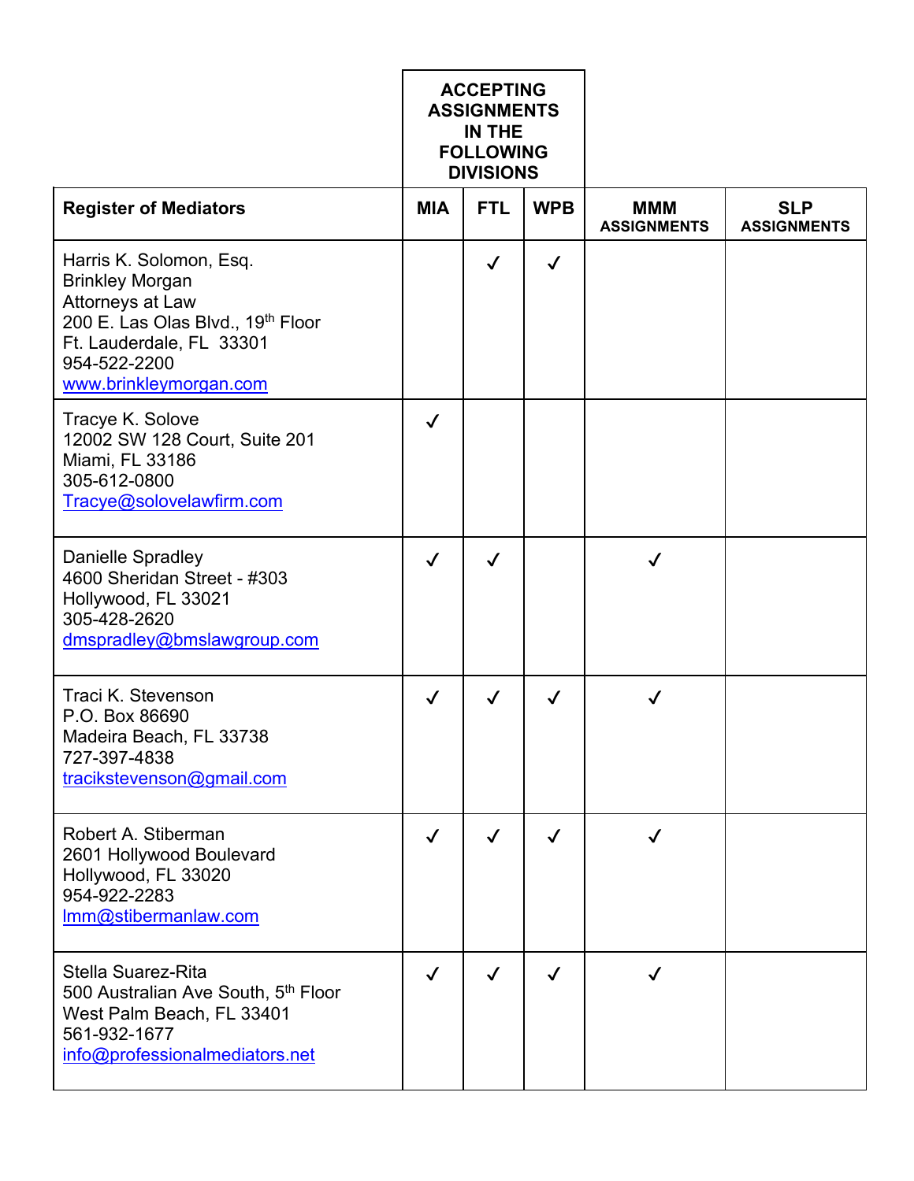| Register of Mediators | ACCEPTING ASSIGNMENTS IN THE FOLLOWING DIVISIONS | | | | |
|---|---|---|---|---|---|
| | MIA | FTL | WPB | MMM ASSIGNMENTS | SLP ASSIGNMENTS |
| Harris K. Solomon, Esq.<br>Brinkley Morgan<br>Attorneys at Law<br>200 E. Las Olas Blvd., 19th Floor<br>Ft. Lauderdale, FL 33301<br>954-522-2200<br>www.brinkleymorgan.com | | ✓ | ✓ | | |
| Tracye K. Solove<br>12002 SW 128 Court, Suite 201<br>Miami, FL 33186<br>305-612-0800<br>Tracye@solovelawfirm.com | ✓ | | | | |
| Danielle Spradley<br>4600 Sheridan Street - #303<br>Hollywood, FL 33021<br>305-428-2620<br>dmspradley@bmslawgroup.com | ✓ | ✓ | | ✓ | |
| Traci K. Stevenson<br>P.O. Box 86690<br>Madeira Beach, FL 33738<br>727-397-4838<br>tracikstevenson@gmail.com | ✓ | ✓ | ✓ | ✓ | |
| Robert A. Stiberman<br>2601 Hollywood Boulevard<br>Hollywood, FL 33020<br>954-922-2283<br>lmm@stibermanlaw.com | ✓ | ✓ | ✓ | ✓ | |
| Stella Suarez-Rita<br>500 Australian Ave South, 5th Floor<br>West Palm Beach, FL 33401<br>561-932-1677<br>info@professionalmediators.net | ✓ | ✓ | ✓ | ✓ | |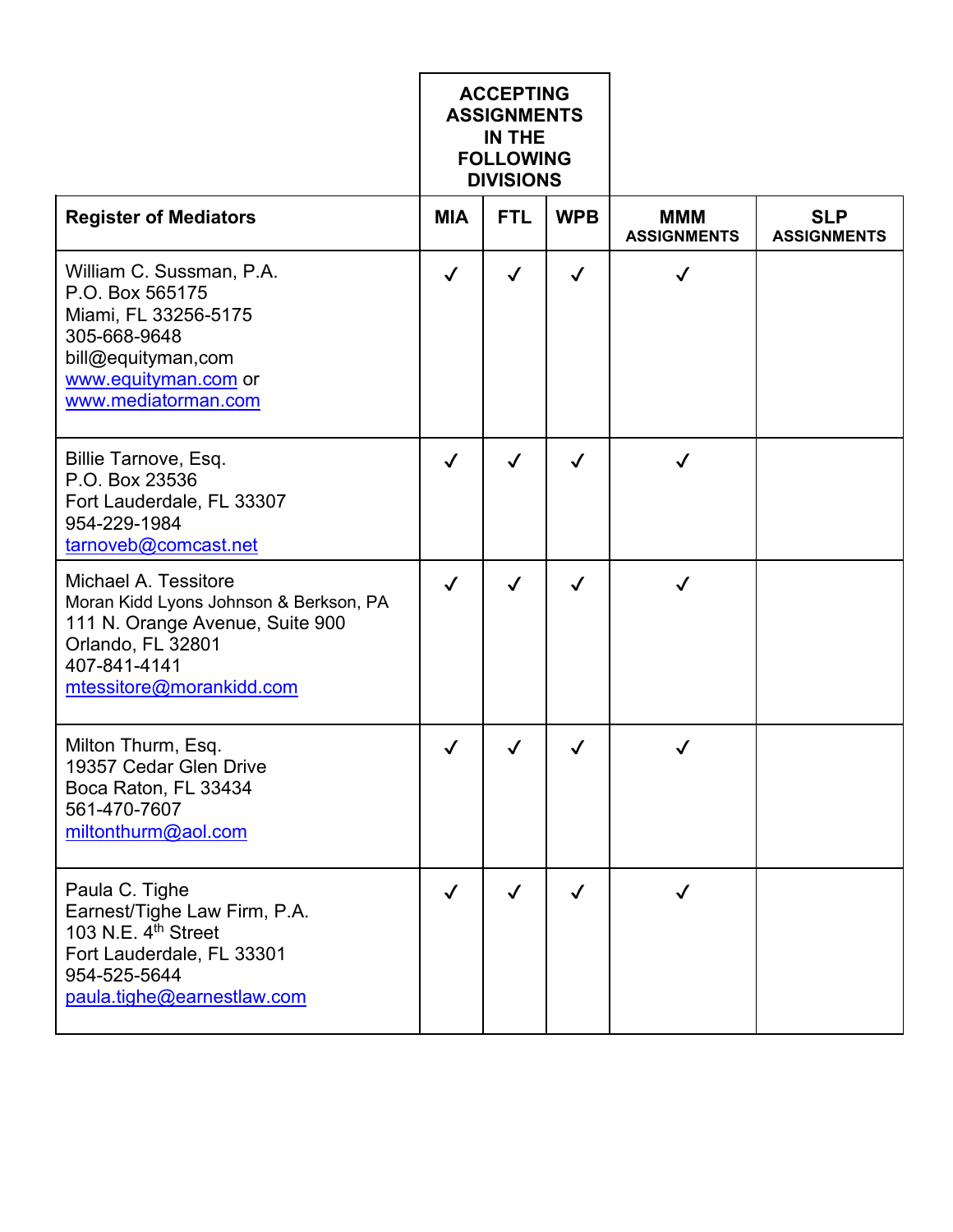| Register of Mediators | ACCEPTING ASSIGNMENTS IN THE FOLLOWING DIVISIONS | | | MMM ASSIGNMENTS | SLP ASSIGNMENTS |
|---|---|---|---|---|---|
| | MIA | FTL | WPB | | |
| William C. Sussman, P.A.<br>P.O. Box 565175<br>Miami, FL 33256-5175<br>305-668-9648<br>bill@equityman,com<br>www.equityman.com or<br>www.mediatorman.com | ✓ | ✓ | ✓ | ✓ | |
| Billie Tarnove, Esq.<br>P.O. Box 23536<br>Fort Lauderdale, FL 33307<br>954-229-1984<br>tarnoveb@comcast.net | ✓ | ✓ | ✓ | ✓ | |
| Michael A. Tessitore<br>Moran Kidd Lyons Johnson & Berkson, PA<br>111 N. Orange Avenue, Suite 900<br>Orlando, FL 32801<br>407-841-4141<br>mtessitore@morankidd.com | ✓ | ✓ | ✓ | ✓ | |
| Milton Thurm, Esq.<br>19357 Cedar Glen Drive<br>Boca Raton, FL 33434<br>561-470-7607<br>miltonthurm@aol.com | ✓ | ✓ | ✓ | ✓ | |
| Paula C. Tighe<br>Earnest/Tighe Law Firm, P.A.<br>103 N.E. 4th Street<br>Fort Lauderdale, FL 33301<br>954-525-5644<br>paula.tighe@earnestlaw.com | ✓ | ✓ | ✓ | ✓ | |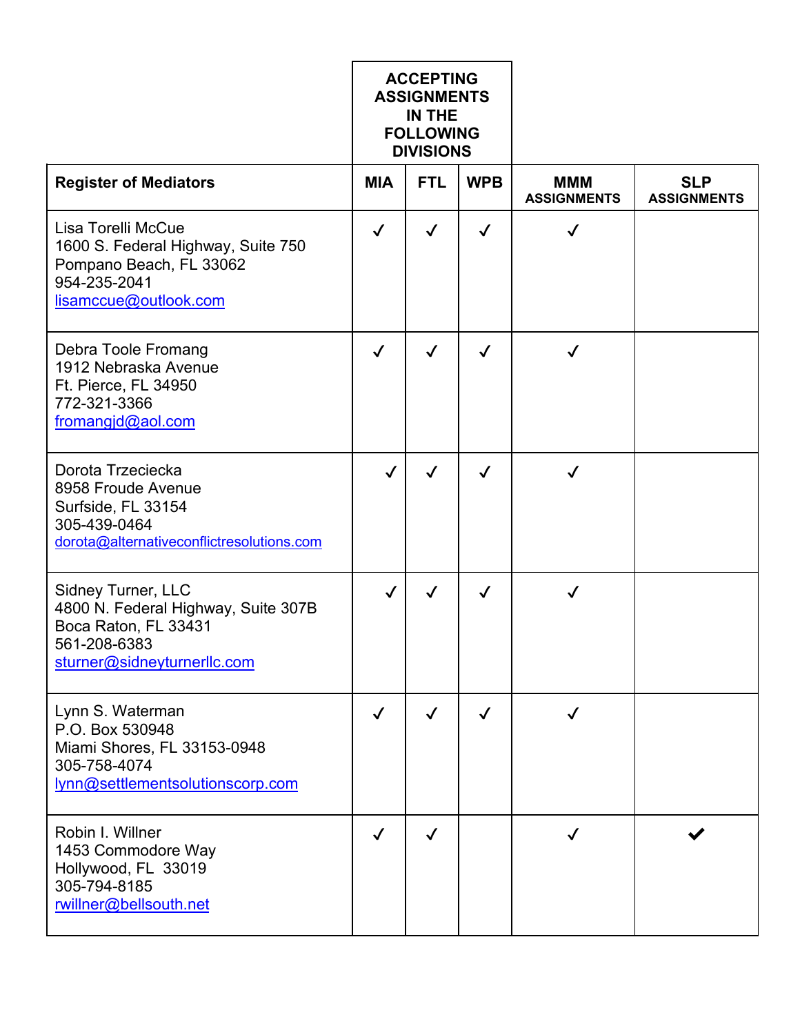| Register of Mediators | ACCEPTING ASSIGNMENTS IN THE FOLLOWING DIVISIONS | | | MMM ASSIGNMENTS | SLP ASSIGNMENTS |
|---|---|---|---|---|---|
| | MIA | FTL | WPB | | |
| Lisa Torelli McCue<br>1600 S. Federal Highway, Suite 750<br>Pompano Beach, FL 33062<br>954-235-2041<br>lisamccue@outlook.com | ✓ | ✓ | ✓ | ✓ | |
| Debra Toole Fromang<br>1912 Nebraska Avenue<br>Ft. Pierce, FL 34950<br>772-321-3366<br>fromangjd@aol.com | ✓ | ✓ | ✓ | ✓ | |
| Dorota Trzeciecka<br>8958 Froude Avenue<br>Surfside, FL 33154<br>305-439-0464<br>dorota@alternativeconflictresolutions.com | ✓ | ✓ | ✓ | ✓ | |
| Sidney Turner, LLC<br>4800 N. Federal Highway, Suite 307B<br>Boca Raton, FL 33431<br>561-208-6383<br>sturner@sidneyturnerllc.com | ✓ | ✓ | ✓ | ✓ | |
| Lynn S. Waterman<br>P.O. Box 530948<br>Miami Shores, FL 33153-0948<br>305-758-4074<br>lynn@settlementsolutionscorp.com | ✓ | ✓ | ✓ | ✓ | |
| Robin I. Willner<br>1453 Commodore Way<br>Hollywood, FL 33019<br>305-794-8185<br>rwillner@bellsouth.net | ✓ | ✓ | | ✓ | ✓ |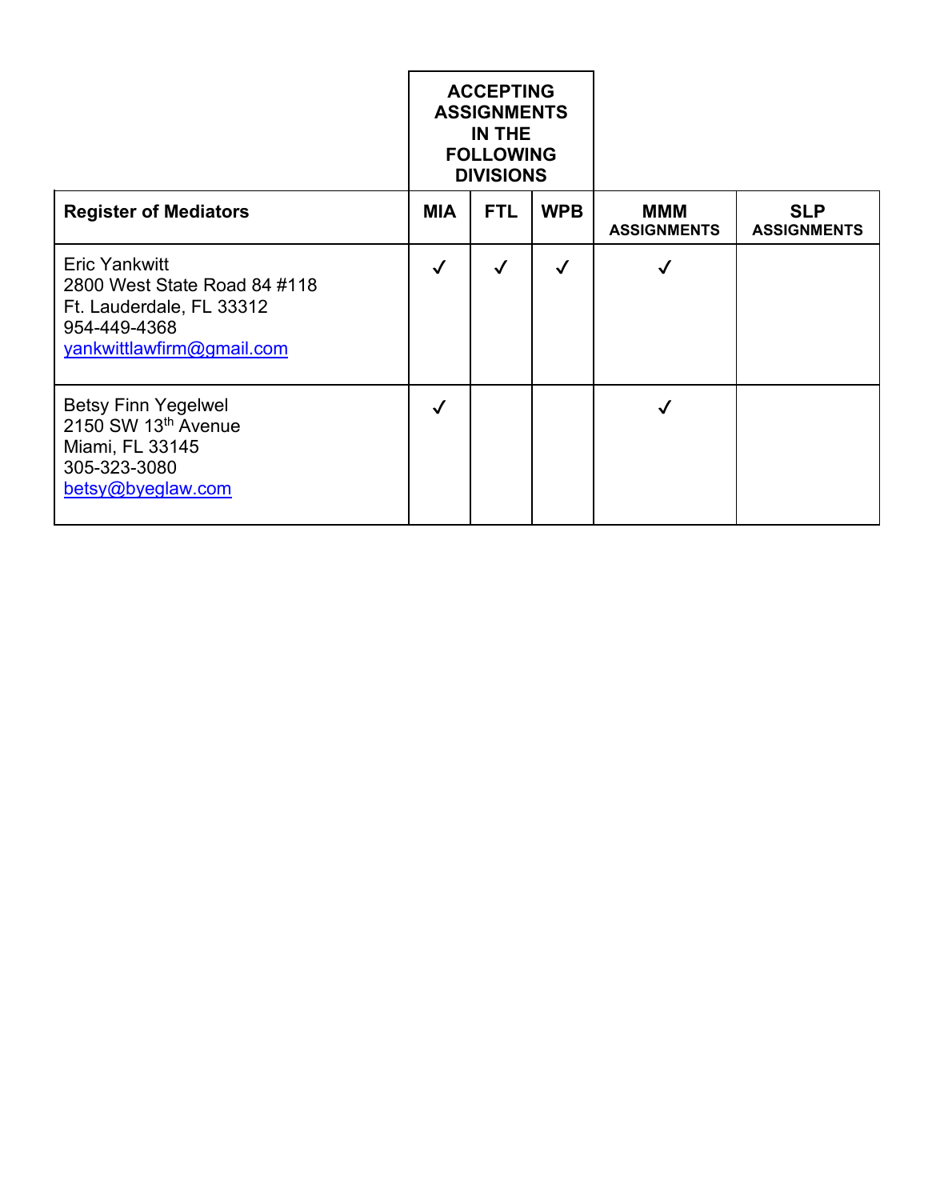| | ACCEPTING ASSIGNMENTS IN THE FOLLOWING DIVISIONS | | | | |
|---|---|---|---|---|---|
| **Register of Mediators** | **MIA** | **FTL** | **WPB** | **MMM ASSIGNMENTS** | **SLP ASSIGNMENTS** |
| Eric Yankwitt<br>2800 West State Road 84 #118<br>Ft. Lauderdale, FL 33312<br>954-449-4368<br>yankwittlawfirm@gmail.com | ✓ | ✓ | ✓ | ✓ | |
| Betsy Finn Yegelwel<br>2150 SW 13th Avenue<br>Miami, FL 33145<br>305-323-3080<br>betsy@byeglaw.com | ✓ | | | ✓ | |